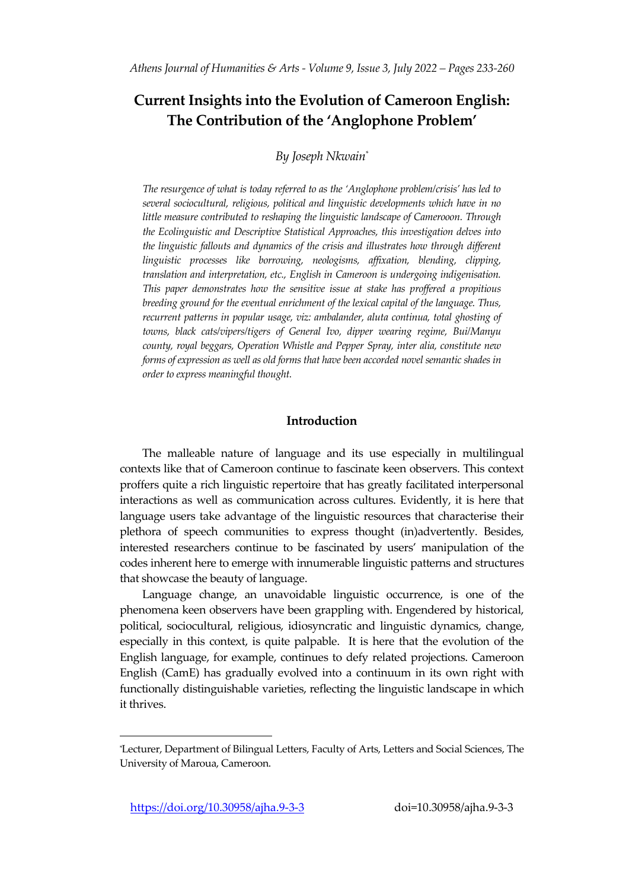# Current Insights into the Evolution of Cameroon English: The Contribution of the 'Anglophone Problem'

*By Joseph Nkwain*[*]

*The resurgence of what is today referred to as the 'Anglophone problem/crisis' has led to several sociocultural, religious, political and linguistic developments which have in no little measure contributed to reshaping the linguistic landscape of Camerooon. Through the Ecolinguistic and Descriptive Statistical Approaches, this investigation delves into the linguistic fallouts and dynamics of the crisis and illustrates how through different linguistic processes like borrowing, neologisms, affixation, blending, clipping, translation and interpretation, etc., English in Cameroon is undergoing indigenisation. This paper demonstrates how the sensitive issue at stake has proffered a propitious breeding ground for the eventual enrichment of the lexical capital of the language. Thus, recurrent patterns in popular usage, viz: ambalander, aluta continua, total ghosting of towns, black cats/vipers/tigers of General Ivo, dipper wearing regime, Bui/Manyu county, royal beggars, Operation Whistle and Pepper Spray, inter alia, constitute new forms of expression as well as old forms that have been accorded novel semantic shades in order to express meaningful thought.*

## Introduction

The malleable nature of language and its use especially in multilingual contexts like that of Cameroon continue to fascinate keen observers. This context proffers quite a rich linguistic repertoire that has greatly facilitated interpersonal interactions as well as communication across cultures. Evidently, it is here that language users take advantage of the linguistic resources that characterise their plethora of speech communities to express thought (in)advertently. Besides, interested researchers continue to be fascinated by users' manipulation of the codes inherent here to emerge with innumerable linguistic patterns and structures that showcase the beauty of language.

Language change, an unavoidable linguistic occurrence, is one of the phenomena keen observers have been grappling with. Engendered by historical, political, sociocultural, religious, idiosyncratic and linguistic dynamics, change, especially in this context, is quite palpable. It is here that the evolution of the English language, for example, continues to defy related projections. Cameroon English (CamE) has gradually evolved into a continuum in its own right with functionally distinguishable varieties, reflecting the linguistic landscape in which it thrives.

---

[*] Lecturer, Department of Bilingual Letters, Faculty of Arts, Letters and Social Sciences, The University of Maroua, Cameroon.

https://doi.org/10.30958/ajha.9-3-3 doi=10.30958/ajha.9-3-3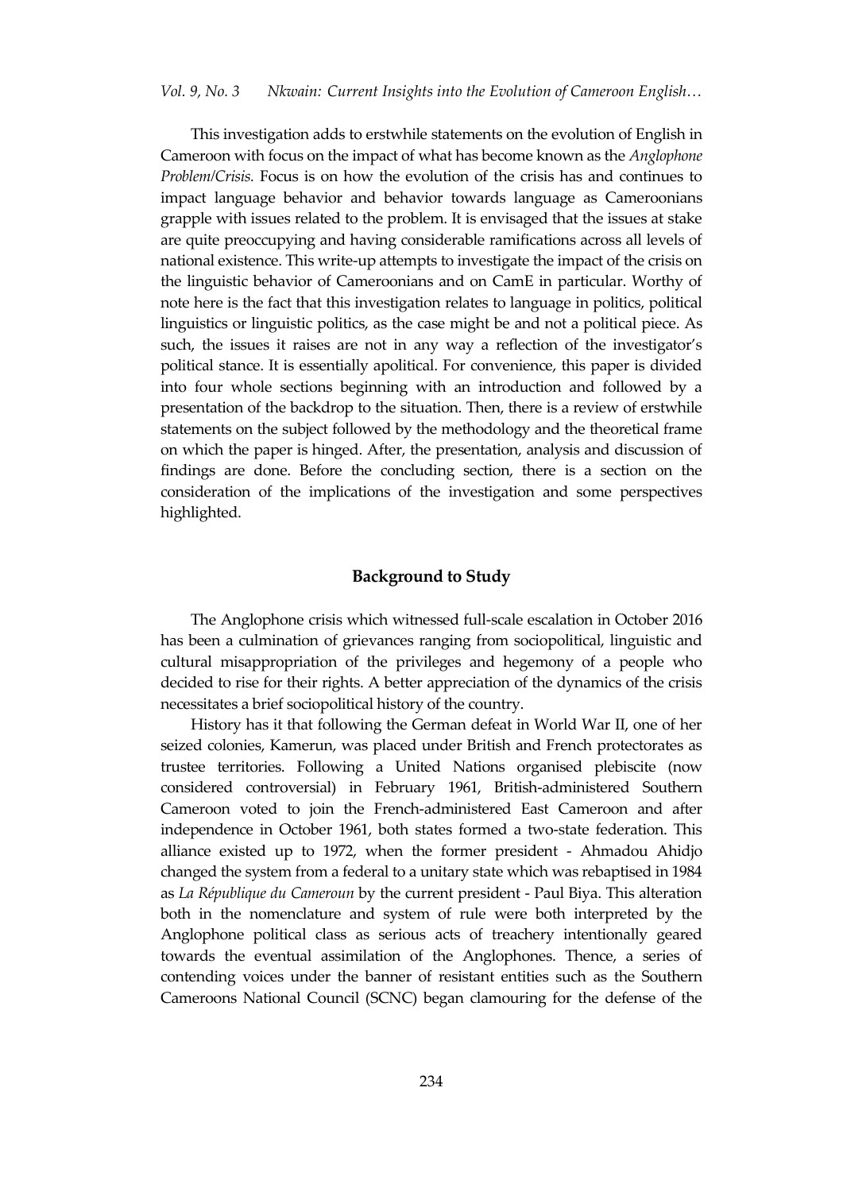This investigation adds to erstwhile statements on the evolution of English in Cameroon with focus on the impact of what has become known as the *Anglophone Problem/Crisis.* Focus is on how the evolution of the crisis has and continues to impact language behavior and behavior towards language as Cameroonians grapple with issues related to the problem. It is envisaged that the issues at stake are quite preoccupying and having considerable ramifications across all levels of national existence. This write-up attempts to investigate the impact of the crisis on the linguistic behavior of Cameroonians and on CamE in particular. Worthy of note here is the fact that this investigation relates to language in politics, political linguistics or linguistic politics, as the case might be and not a political piece. As such, the issues it raises are not in any way a reflection of the investigator's political stance. It is essentially apolitical. For convenience, this paper is divided into four whole sections beginning with an introduction and followed by a presentation of the backdrop to the situation. Then, there is a review of erstwhile statements on the subject followed by the methodology and the theoretical frame on which the paper is hinged. After, the presentation, analysis and discussion of findings are done. Before the concluding section, there is a section on the consideration of the implications of the investigation and some perspectives highlighted.

## Background to Study

The Anglophone crisis which witnessed full-scale escalation in October 2016 has been a culmination of grievances ranging from sociopolitical, linguistic and cultural misappropriation of the privileges and hegemony of a people who decided to rise for their rights. A better appreciation of the dynamics of the crisis necessitates a brief sociopolitical history of the country.

History has it that following the German defeat in World War II, one of her seized colonies, Kamerun, was placed under British and French protectorates as trustee territories. Following a United Nations organised plebiscite (now considered controversial) in February 1961, British-administered Southern Cameroon voted to join the French-administered East Cameroon and after independence in October 1961, both states formed a two-state federation. This alliance existed up to 1972, when the former president - Ahmadou Ahidjo changed the system from a federal to a unitary state which was rebaptised in 1984 as *La République du Cameroun* by the current president - Paul Biya. This alteration both in the nomenclature and system of rule were both interpreted by the Anglophone political class as serious acts of treachery intentionally geared towards the eventual assimilation of the Anglophones. Thence, a series of contending voices under the banner of resistant entities such as the Southern Cameroons National Council (SCNC) began clamouring for the defense of the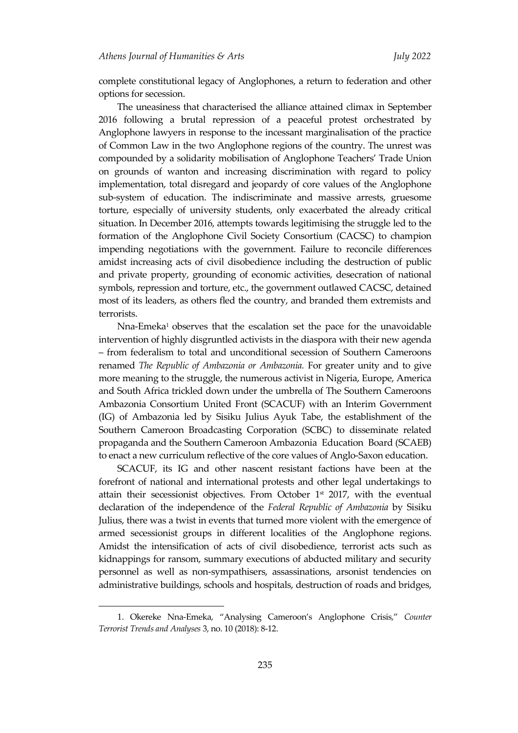complete constitutional legacy of Anglophones, a return to federation and other options for secession.

The uneasiness that characterised the alliance attained climax in September 2016 following a brutal repression of a peaceful protest orchestrated by Anglophone lawyers in response to the incessant marginalisation of the practice of Common Law in the two Anglophone regions of the country. The unrest was compounded by a solidarity mobilisation of Anglophone Teachers' Trade Union on grounds of wanton and increasing discrimination with regard to policy implementation, total disregard and jeopardy of core values of the Anglophone sub-system of education. The indiscriminate and massive arrests, gruesome torture, especially of university students, only exacerbated the already critical situation. In December 2016, attempts towards legitimising the struggle led to the formation of the Anglophone Civil Society Consortium (CACSC) to champion impending negotiations with the government. Failure to reconcile differences amidst increasing acts of civil disobedience including the destruction of public and private property, grounding of economic activities, desecration of national symbols, repression and torture, etc., the government outlawed CACSC, detained most of its leaders, as others fled the country, and branded them extremists and terrorists.

Nna-Emeka[1] observes that the escalation set the pace for the unavoidable intervention of highly disgruntled activists in the diaspora with their new agenda – from federalism to total and unconditional secession of Southern Cameroons renamed *The Republic of Ambazonia or Ambazonia.* For greater unity and to give more meaning to the struggle, the numerous activist in Nigeria, Europe, America and South Africa trickled down under the umbrella of The Southern Cameroons Ambazonia Consortium United Front (SCACUF) with an Interim Government (IG) of Ambazonia led by Sisiku Julius Ayuk Tabe, the establishment of the Southern Cameroon Broadcasting Corporation (SCBC) to disseminate related propaganda and the Southern Cameroon Ambazonia Education Board (SCAEB) to enact a new curriculum reflective of the core values of Anglo-Saxon education.

SCACUF, its IG and other nascent resistant factions have been at the forefront of national and international protests and other legal undertakings to attain their secessionist objectives. From October 1st 2017, with the eventual declaration of the independence of the *Federal Republic of Ambazonia* by Sisiku Julius, there was a twist in events that turned more violent with the emergence of armed secessionist groups in different localities of the Anglophone regions. Amidst the intensification of acts of civil disobedience, terrorist acts such as kidnappings for ransom, summary executions of abducted military and security personnel as well as non-sympathisers, assassinations, arsonist tendencies on administrative buildings, schools and hospitals, destruction of roads and bridges,

---

1. Okereke Nna-Emeka, "Analysing Cameroon's Anglophone Crisis," *Counter Terrorist Trends and Analyses* 3, no. 10 (2018): 8-12.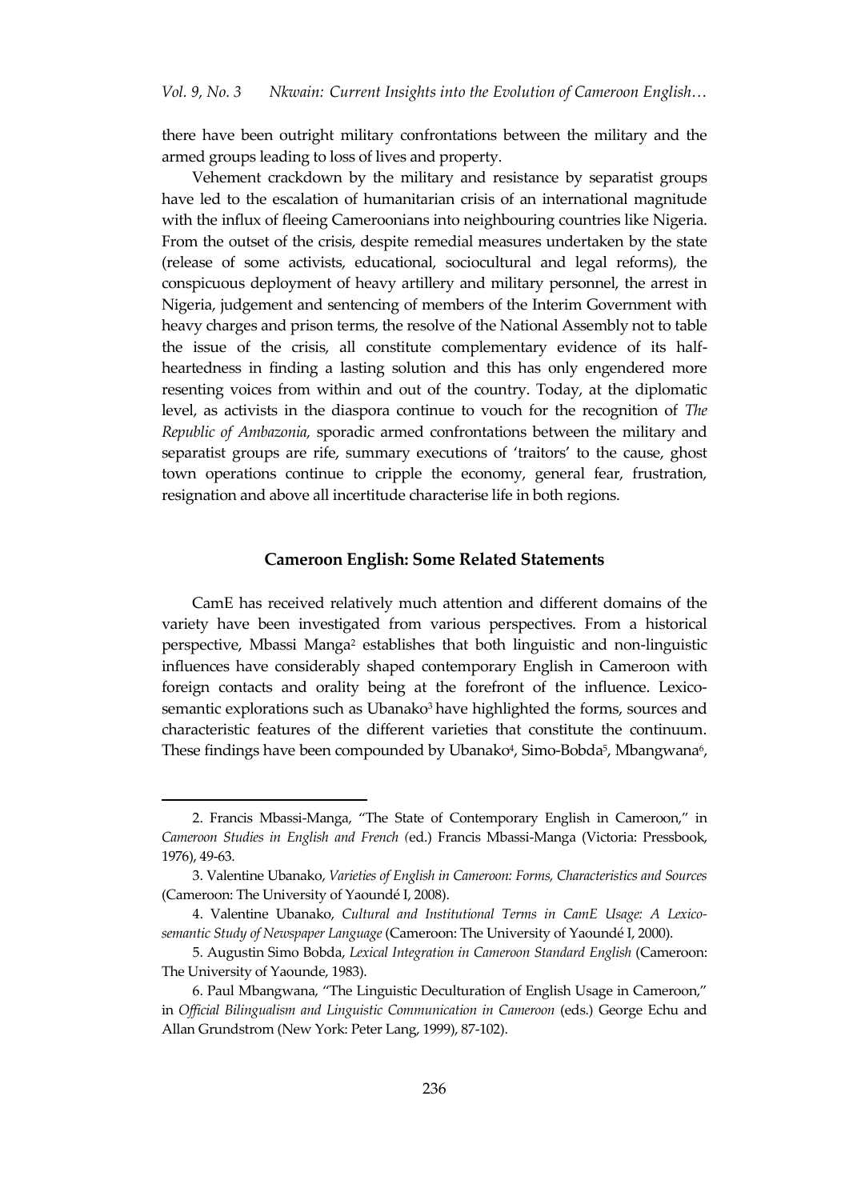there have been outright military confrontations between the military and the armed groups leading to loss of lives and property.

Vehement crackdown by the military and resistance by separatist groups have led to the escalation of humanitarian crisis of an international magnitude with the influx of fleeing Cameroonians into neighbouring countries like Nigeria. From the outset of the crisis, despite remedial measures undertaken by the state (release of some activists, educational, sociocultural and legal reforms), the conspicuous deployment of heavy artillery and military personnel, the arrest in Nigeria, judgement and sentencing of members of the Interim Government with heavy charges and prison terms, the resolve of the National Assembly not to table the issue of the crisis, all constitute complementary evidence of its half-heartedness in finding a lasting solution and this has only engendered more resenting voices from within and out of the country. Today, at the diplomatic level, as activists in the diaspora continue to vouch for the recognition of *The Republic of Ambazonia,* sporadic armed confrontations between the military and separatist groups are rife, summary executions of 'traitors' to the cause, ghost town operations continue to cripple the economy, general fear, frustration, resignation and above all incertitude characterise life in both regions.

## Cameroon English: Some Related Statements

CamE has received relatively much attention and different domains of the variety have been investigated from various perspectives. From a historical perspective, Mbassi Manga[2] establishes that both linguistic and non-linguistic influences have considerably shaped contemporary English in Cameroon with foreign contacts and orality being at the forefront of the influence. Lexico-semantic explorations such as Ubanako[3] have highlighted the forms, sources and characteristic features of the different varieties that constitute the continuum. These findings have been compounded by Ubanako[4], Simo-Bobda[5], Mbangwana[6],

---

2. Francis Mbassi-Manga, "The State of Contemporary English in Cameroon," in *Cameroon Studies in English and French (*ed.) Francis Mbassi-Manga (Victoria: Pressbook, 1976), 49-63.

3. Valentine Ubanako, *Varieties of English in Cameroon: Forms, Characteristics and Sources* (Cameroon: The University of Yaoundé I, 2008).

4. Valentine Ubanako, *Cultural and Institutional Terms in CamE Usage: A Lexico-semantic Study of Newspaper Language* (Cameroon: The University of Yaoundé I, 2000).

5. Augustin Simo Bobda, *Lexical Integration in Cameroon Standard English* (Cameroon: The University of Yaounde, 1983).

6. Paul Mbangwana, "The Linguistic Deculturation of English Usage in Cameroon," in *Official Bilingualism and Linguistic Communication in Cameroon* (eds.) George Echu and Allan Grundstrom (New York: Peter Lang, 1999), 87-102).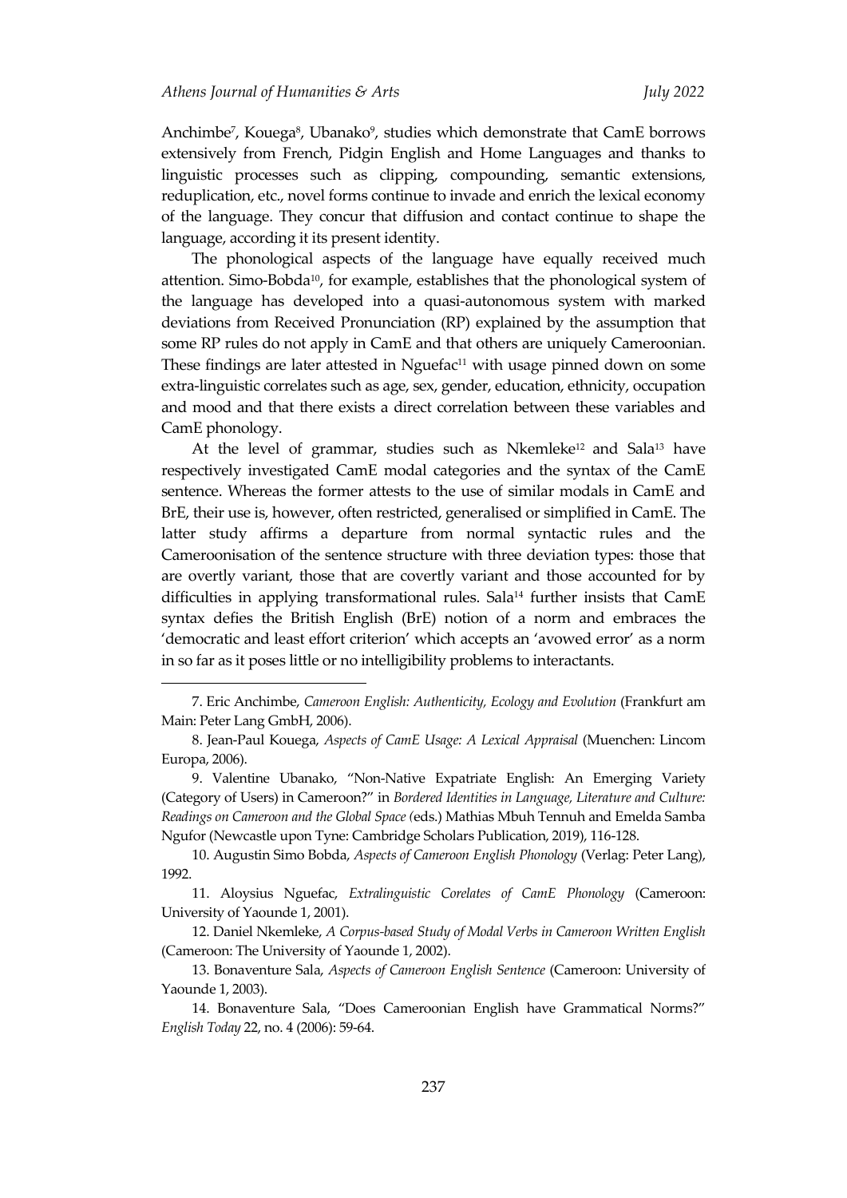Anchimbe[7], Kouega[8], Ubanako[9], studies which demonstrate that CamE borrows extensively from French, Pidgin English and Home Languages and thanks to linguistic processes such as clipping, compounding, semantic extensions, reduplication, etc., novel forms continue to invade and enrich the lexical economy of the language. They concur that diffusion and contact continue to shape the language, according it its present identity.

The phonological aspects of the language have equally received much attention. Simo-Bobda[10], for example, establishes that the phonological system of the language has developed into a quasi-autonomous system with marked deviations from Received Pronunciation (RP) explained by the assumption that some RP rules do not apply in CamE and that others are uniquely Cameroonian. These findings are later attested in Nguefac[11] with usage pinned down on some extra-linguistic correlates such as age, sex, gender, education, ethnicity, occupation and mood and that there exists a direct correlation between these variables and CamE phonology.

At the level of grammar, studies such as Nkemleke[12] and Sala[13] have respectively investigated CamE modal categories and the syntax of the CamE sentence. Whereas the former attests to the use of similar modals in CamE and BrE, their use is, however, often restricted, generalised or simplified in CamE. The latter study affirms a departure from normal syntactic rules and the Cameroonisation of the sentence structure with three deviation types: those that are overtly variant, those that are covertly variant and those accounted for by difficulties in applying transformational rules. Sala[14] further insists that CamE syntax defies the British English (BrE) notion of a norm and embraces the 'democratic and least effort criterion' which accepts an 'avowed error' as a norm in so far as it poses little or no intelligibility problems to interactants.

---

7. Eric Anchimbe, *Cameroon English: Authenticity, Ecology and Evolution* (Frankfurt am Main: Peter Lang GmbH, 2006).

8. Jean-Paul Kouega, *Aspects of CamE Usage: A Lexical Appraisal* (Muenchen: Lincom Europa, 2006).

9. Valentine Ubanako, "Non-Native Expatriate English: An Emerging Variety (Category of Users) in Cameroon?" in *Bordered Identities in Language, Literature and Culture: Readings on Cameroon and the Global Space (*eds.) Mathias Mbuh Tennuh and Emelda Samba Ngufor (Newcastle upon Tyne: Cambridge Scholars Publication, 2019), 116-128.

10. Augustin Simo Bobda, *Aspects of Cameroon English Phonology* (Verlag: Peter Lang), 1992.

11. Aloysius Nguefac, *Extralinguistic Corelates of CamE Phonology* (Cameroon: University of Yaounde 1, 2001).

12. Daniel Nkemleke, *A Corpus-based Study of Modal Verbs in Cameroon Written English* (Cameroon: The University of Yaounde 1, 2002).

13. Bonaventure Sala, *Aspects of Cameroon English Sentence* (Cameroon: University of Yaounde 1, 2003).

14. Bonaventure Sala, "Does Cameroonian English have Grammatical Norms?" *English Today* 22, no. 4 (2006): 59-64.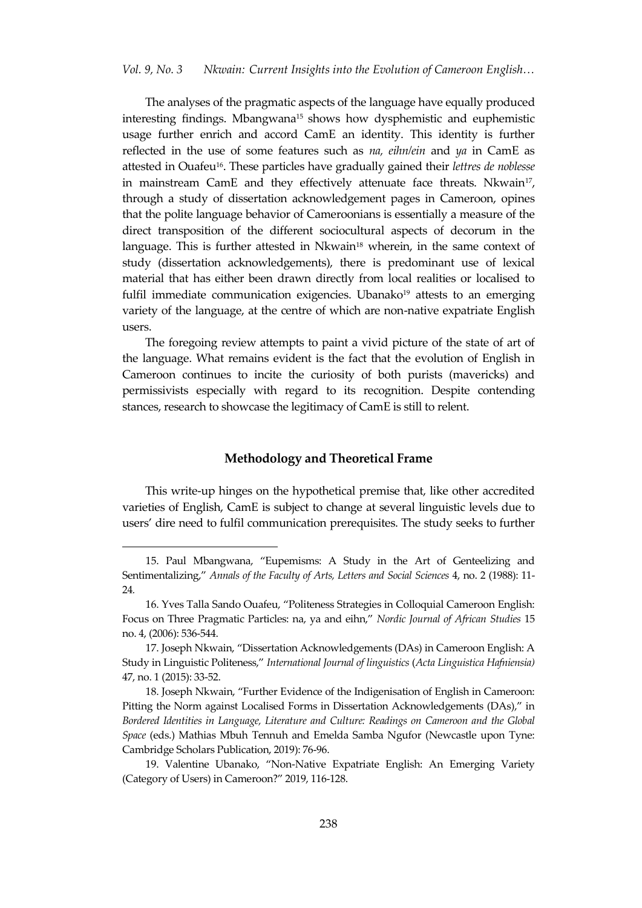The analyses of the pragmatic aspects of the language have equally produced interesting findings. Mbangwana[15] shows how dysphemistic and euphemistic usage further enrich and accord CamE an identity. This identity is further reflected in the use of some features such as *na, eihn/ein* and *ya* in CamE as attested in Ouafeu[16]. These particles have gradually gained their *lettres de noblesse* in mainstream CamE and they effectively attenuate face threats. Nkwain[17], through a study of dissertation acknowledgement pages in Cameroon, opines that the polite language behavior of Cameroonians is essentially a measure of the direct transposition of the different sociocultural aspects of decorum in the language. This is further attested in Nkwain[18] wherein, in the same context of study (dissertation acknowledgements), there is predominant use of lexical material that has either been drawn directly from local realities or localised to fulfil immediate communication exigencies. Ubanako[19] attests to an emerging variety of the language, at the centre of which are non-native expatriate English users.

The foregoing review attempts to paint a vivid picture of the state of art of the language. What remains evident is the fact that the evolution of English in Cameroon continues to incite the curiosity of both purists (mavericks) and permissivists especially with regard to its recognition. Despite contending stances, research to showcase the legitimacy of CamE is still to relent.

## Methodology and Theoretical Frame

This write-up hinges on the hypothetical premise that, like other accredited varieties of English, CamE is subject to change at several linguistic levels due to users' dire need to fulfil communication prerequisites. The study seeks to further

---

15. Paul Mbangwana, "Eupemisms: A Study in the Art of Genteelizing and Sentimentalizing," *Annals of the Faculty of Arts, Letters and Social Sciences* 4, no. 2 (1988): 11-24.

16. Yves Talla Sando Ouafeu, "Politeness Strategies in Colloquial Cameroon English: Focus on Three Pragmatic Particles: na, ya and eihn," *Nordic Journal of African Studies* 15 no. 4, (2006): 536-544.

17. Joseph Nkwain, "Dissertation Acknowledgements (DAs) in Cameroon English: A Study in Linguistic Politeness," *International Journal of linguistics* (*Acta Linguistica Hafniensia)* 47, no. 1 (2015): 33-52.

18. Joseph Nkwain, "Further Evidence of the Indigenisation of English in Cameroon: Pitting the Norm against Localised Forms in Dissertation Acknowledgements (DAs)," in *Bordered Identities in Language, Literature and Culture: Readings on Cameroon and the Global Space* (eds.) Mathias Mbuh Tennuh and Emelda Samba Ngufor (Newcastle upon Tyne: Cambridge Scholars Publication, 2019): 76-96.

19. Valentine Ubanako, "Non-Native Expatriate English: An Emerging Variety (Category of Users) in Cameroon?" 2019, 116-128.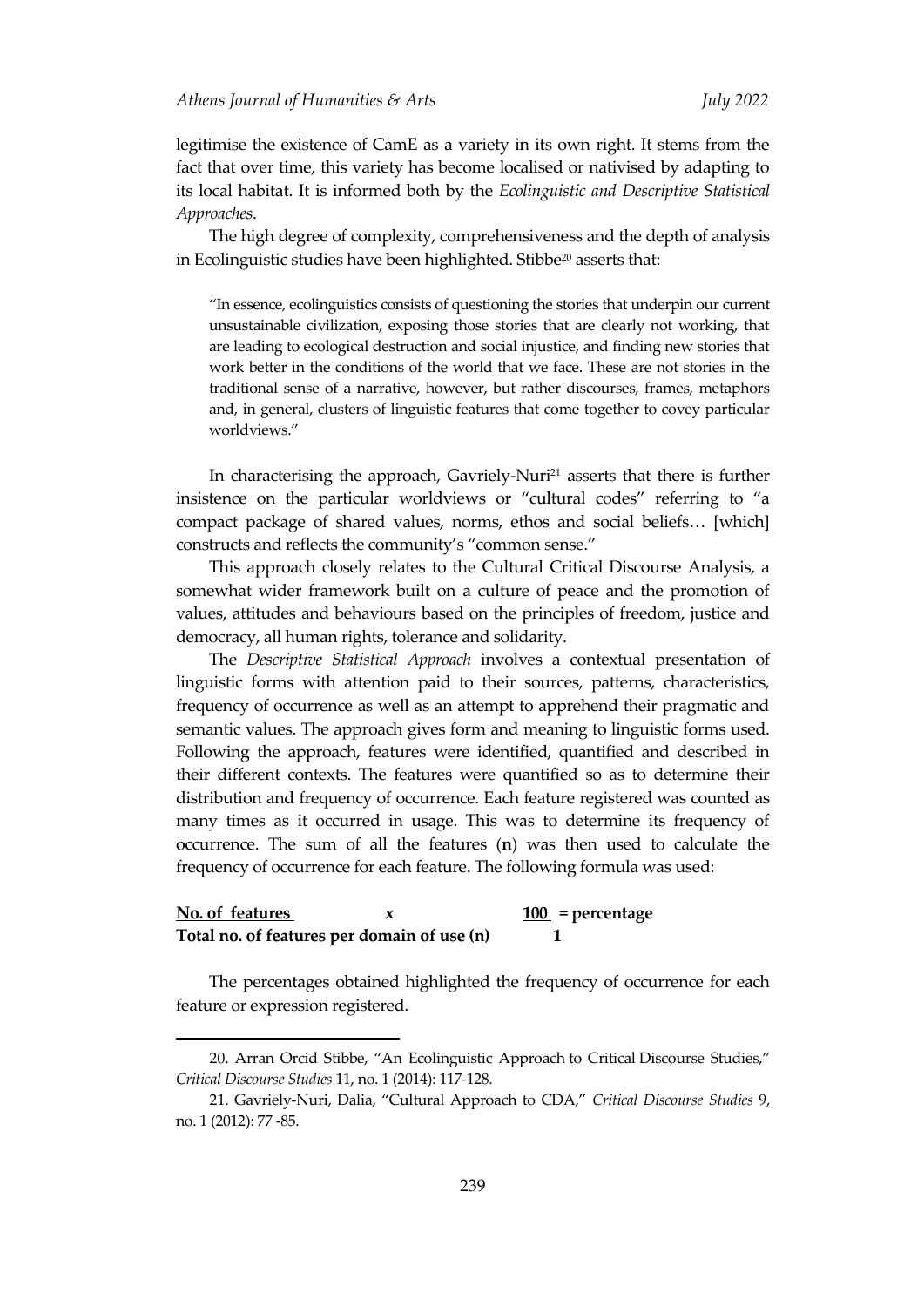legitimise the existence of CamE as a variety in its own right. It stems from the fact that over time, this variety has become localised or nativised by adapting to its local habitat. It is informed both by the *Ecolinguistic and Descriptive Statistical Approaches*.

The high degree of complexity, comprehensiveness and the depth of analysis in Ecolinguistic studies have been highlighted. Stibbe[20] asserts that:

> "In essence, ecolinguistics consists of questioning the stories that underpin our current unsustainable civilization, exposing those stories that are clearly not working, that are leading to ecological destruction and social injustice, and finding new stories that work better in the conditions of the world that we face. These are not stories in the traditional sense of a narrative, however, but rather discourses, frames, metaphors and, in general, clusters of linguistic features that come together to covey particular worldviews."

In characterising the approach, Gavriely-Nuri[21] asserts that there is further insistence on the particular worldviews or "cultural codes" referring to "a compact package of shared values, norms, ethos and social beliefs… [which] constructs and reflects the community's "common sense."

This approach closely relates to the Cultural Critical Discourse Analysis, a somewhat wider framework built on a culture of peace and the promotion of values, attitudes and behaviours based on the principles of freedom, justice and democracy, all human rights, tolerance and solidarity.

The *Descriptive Statistical Approach* involves a contextual presentation of linguistic forms with attention paid to their sources, patterns, characteristics, frequency of occurrence as well as an attempt to apprehend their pragmatic and semantic values. The approach gives form and meaning to linguistic forms used. Following the approach, features were identified, quantified and described in their different contexts. The features were quantified so as to determine their distribution and frequency of occurrence. Each feature registered was counted as many times as it occurred in usage. This was to determine its frequency of occurrence. The sum of all the features (**n**) was then used to calculate the frequency of occurrence for each feature. The following formula was used:

$$\frac{\textbf{No. of features}}{\textbf{Total no. of features per domain of use (n)}} \times \frac{\textbf{100}}{\textbf{1}} = \textbf{percentage}$$

The percentages obtained highlighted the frequency of occurrence for each feature or expression registered.

---

20. Arran Orcid Stibbe, "An Ecolinguistic Approach to Critical Discourse Studies," *Critical Discourse Studies* 11, no. 1 (2014): 117-128.

21. Gavriely-Nuri, Dalia, "Cultural Approach to CDA," *Critical Discourse Studies* 9, no. 1 (2012): 77 -85.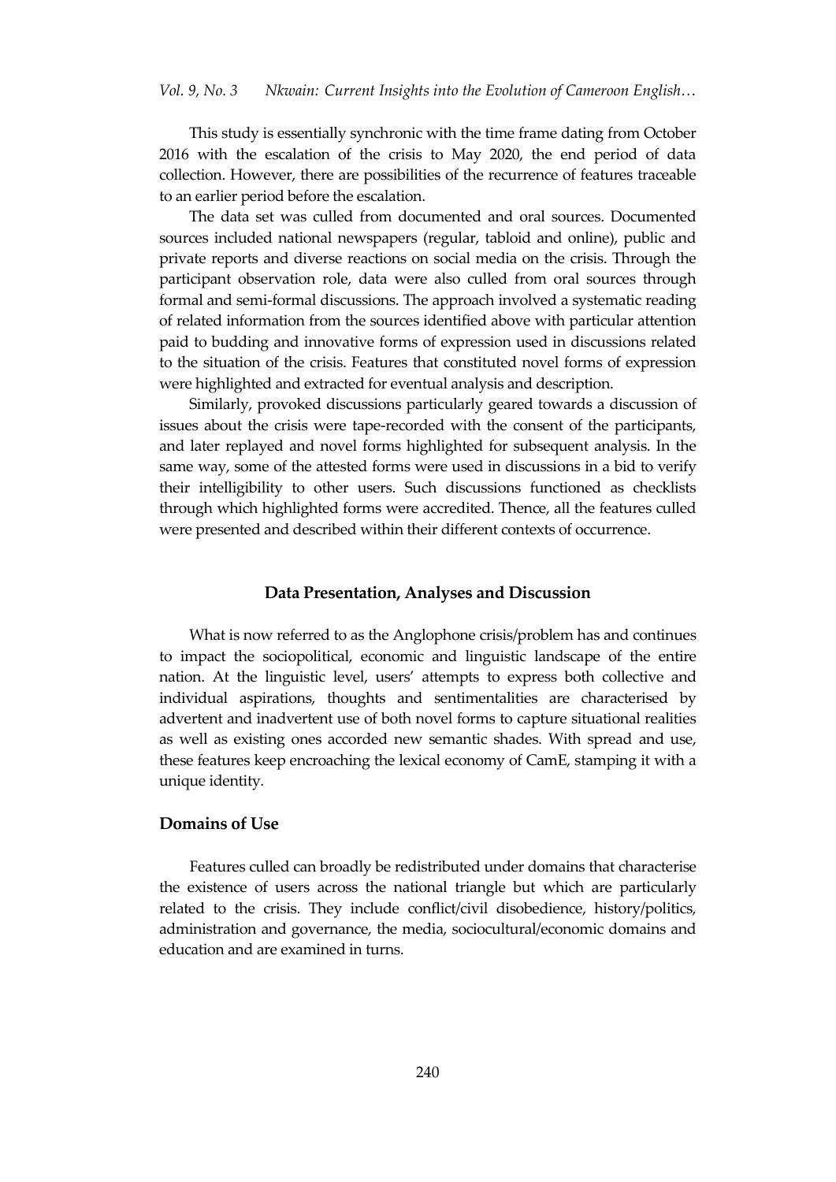This study is essentially synchronic with the time frame dating from October 2016 with the escalation of the crisis to May 2020, the end period of data collection. However, there are possibilities of the recurrence of features traceable to an earlier period before the escalation.

The data set was culled from documented and oral sources. Documented sources included national newspapers (regular, tabloid and online), public and private reports and diverse reactions on social media on the crisis. Through the participant observation role, data were also culled from oral sources through formal and semi-formal discussions. The approach involved a systematic reading of related information from the sources identified above with particular attention paid to budding and innovative forms of expression used in discussions related to the situation of the crisis. Features that constituted novel forms of expression were highlighted and extracted for eventual analysis and description.

Similarly, provoked discussions particularly geared towards a discussion of issues about the crisis were tape-recorded with the consent of the participants, and later replayed and novel forms highlighted for subsequent analysis. In the same way, some of the attested forms were used in discussions in a bid to verify their intelligibility to other users. Such discussions functioned as checklists through which highlighted forms were accredited. Thence, all the features culled were presented and described within their different contexts of occurrence.

## Data Presentation, Analyses and Discussion

What is now referred to as the Anglophone crisis/problem has and continues to impact the sociopolitical, economic and linguistic landscape of the entire nation. At the linguistic level, users' attempts to express both collective and individual aspirations, thoughts and sentimentalities are characterised by advertent and inadvertent use of both novel forms to capture situational realities as well as existing ones accorded new semantic shades. With spread and use, these features keep encroaching the lexical economy of CamE, stamping it with a unique identity.

### Domains of Use

Features culled can broadly be redistributed under domains that characterise the existence of users across the national triangle but which are particularly related to the crisis. They include conflict/civil disobedience, history/politics, administration and governance, the media, sociocultural/economic domains and education and are examined in turns.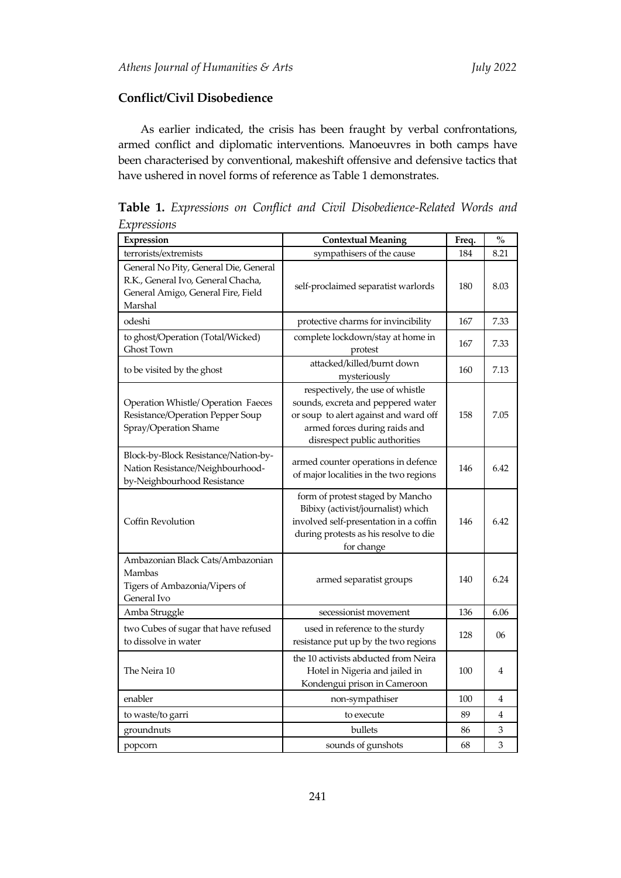## Conflict/Civil Disobedience

As earlier indicated, the crisis has been fraught by verbal confrontations, armed conflict and diplomatic interventions. Manoeuvres in both camps have been characterised by conventional, makeshift offensive and defensive tactics that have ushered in novel forms of reference as Table 1 demonstrates.

**Table 1.** *Expressions on Conflict and Civil Disobedience-Related Words and Expressions*

| Expression | Contextual Meaning | Freq. | % |
|---|---|---|---|
| terrorists/extremists | sympathisers of the cause | 184 | 8.21 |
| General No Pity, General Die, General R.K., General Ivo, General Chacha, General Amigo, General Fire, Field Marshal | self-proclaimed separatist warlords | 180 | 8.03 |
| odeshi | protective charms for invincibility | 167 | 7.33 |
| to ghost/Operation (Total/Wicked) Ghost Town | complete lockdown/stay at home in protest | 167 | 7.33 |
| to be visited by the ghost | attacked/killed/burnt down mysteriously | 160 | 7.13 |
| Operation Whistle/ Operation Faeces Resistance/Operation Pepper Soup Spray/Operation Shame | respectively, the use of whistle sounds, excreta and peppered water or soup to alert against and ward off armed forces during raids and disrespect public authorities | 158 | 7.05 |
| Block-by-Block Resistance/Nation-by-Nation Resistance/Neighbourhood-by-Neighbourhood Resistance | armed counter operations in defence of major localities in the two regions | 146 | 6.42 |
| Coffin Revolution | form of protest staged by Mancho Bibixy (activist/journalist) which involved self-presentation in a coffin during protests as his resolve to die for change | 146 | 6.42 |
| Ambazonian Black Cats/Ambazonian Mambas Tigers of Ambazonia/Vipers of General Ivo | armed separatist groups | 140 | 6.24 |
| Amba Struggle | secessionist movement | 136 | 6.06 |
| two Cubes of sugar that have refused to dissolve in water | used in reference to the sturdy resistance put up by the two regions | 128 | 06 |
| The Neira 10 | the 10 activists abducted from Neira Hotel in Nigeria and jailed in Kondengui prison in Cameroon | 100 | 4 |
| enabler | non-sympathiser | 100 | 4 |
| to waste/to garri | to execute | 89 | 4 |
| groundnuts | bullets | 86 | 3 |
| popcorn | sounds of gunshots | 68 | 3 |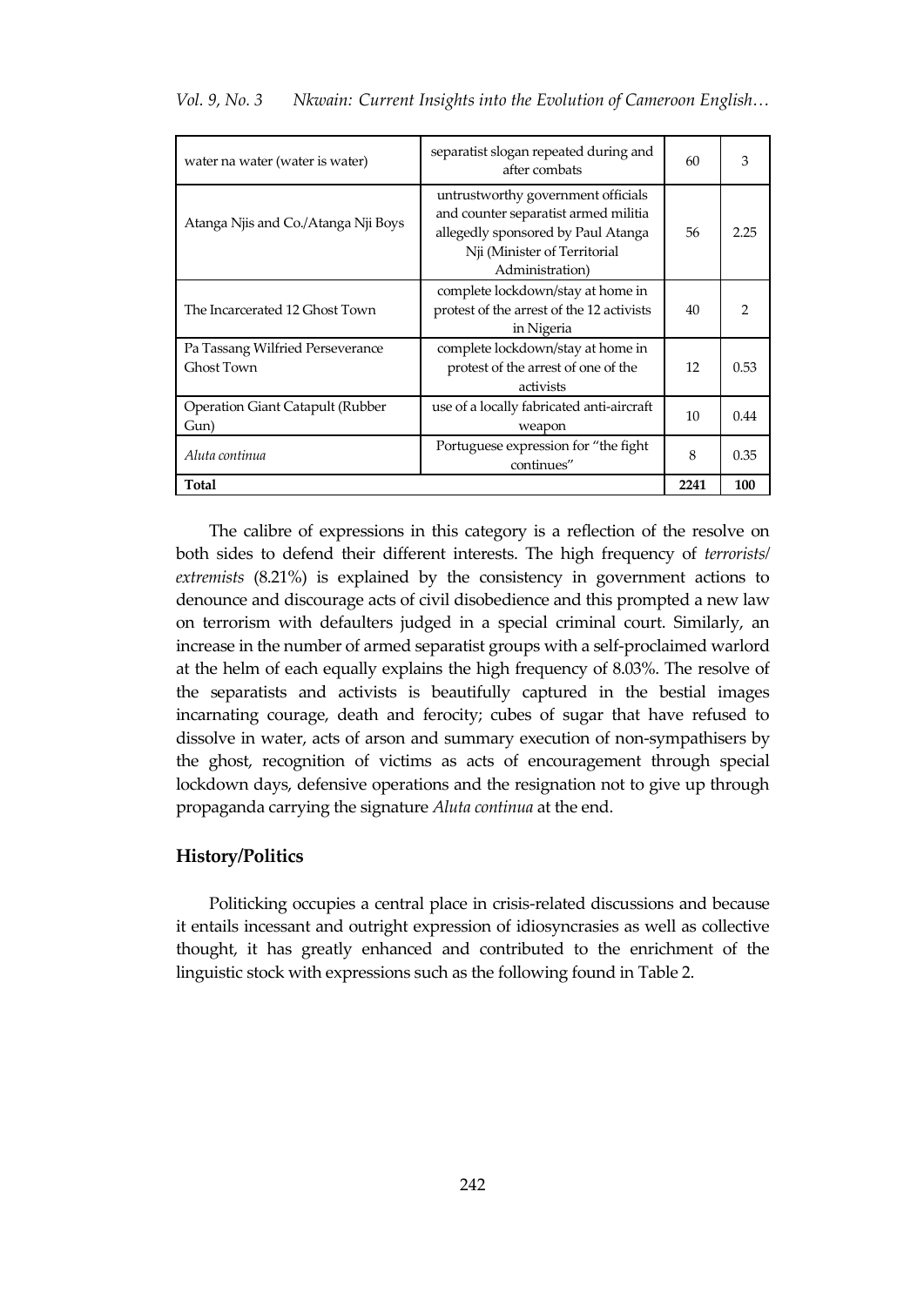| | | | |
|---|---|---|---|
| water na water (water is water) | separatist slogan repeated during and after combats | 60 | 3 |
| Atanga Njis and Co./Atanga Nji Boys | untrustworthy government officials and counter separatist armed militia allegedly sponsored by Paul Atanga Nji (Minister of Territorial Administration) | 56 | 2.25 |
| The Incarcerated 12 Ghost Town | complete lockdown/stay at home in protest of the arrest of the 12 activists in Nigeria | 40 | 2 |
| Pa Tassang Wilfried Perseverance Ghost Town | complete lockdown/stay at home in protest of the arrest of one of the activists | 12 | 0.53 |
| Operation Giant Catapult (Rubber Gun) | use of a locally fabricated anti-aircraft weapon | 10 | 0.44 |
| *Aluta continua* | Portuguese expression for "the fight continues" | 8 | 0.35 |
| **Total** | | **2241** | **100** |

The calibre of expressions in this category is a reflection of the resolve on both sides to defend their different interests. The high frequency of *terrorists/ extremists* (8.21%) is explained by the consistency in government actions to denounce and discourage acts of civil disobedience and this prompted a new law on terrorism with defaulters judged in a special criminal court. Similarly, an increase in the number of armed separatist groups with a self-proclaimed warlord at the helm of each equally explains the high frequency of 8.03%. The resolve of the separatists and activists is beautifully captured in the bestial images incarnating courage, death and ferocity; cubes of sugar that have refused to dissolve in water, acts of arson and summary execution of non-sympathisers by the ghost, recognition of victims as acts of encouragement through special lockdown days, defensive operations and the resignation not to give up through propaganda carrying the signature *Aluta continua* at the end.

## History/Politics

Politicking occupies a central place in crisis-related discussions and because it entails incessant and outright expression of idiosyncrasies as well as collective thought, it has greatly enhanced and contributed to the enrichment of the linguistic stock with expressions such as the following found in Table 2.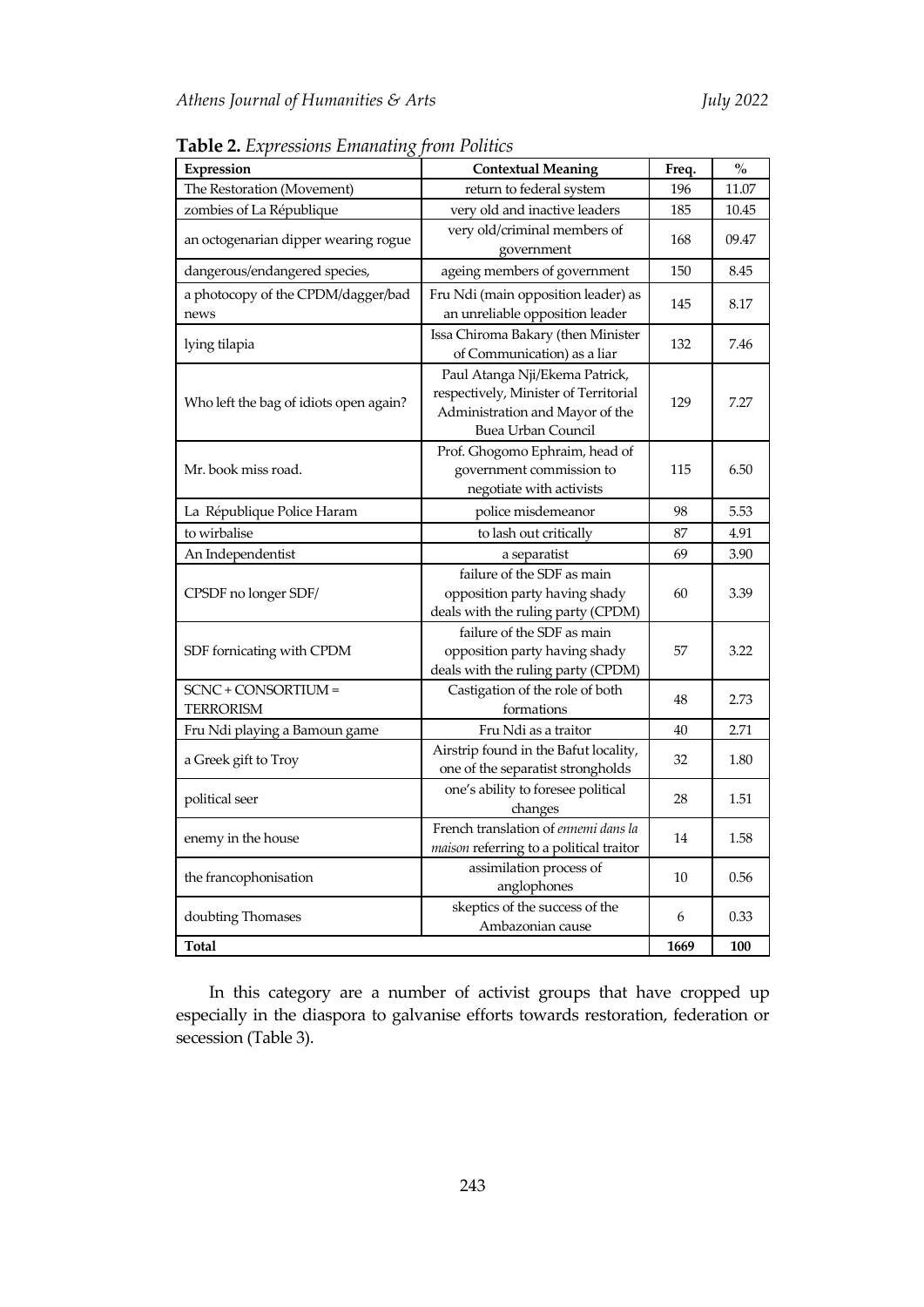**Table 2.** *Expressions Emanating from Politics*

| Expression | Contextual Meaning | Freq. | % |
|---|---|---|---|
| The Restoration (Movement) | return to federal system | 196 | 11.07 |
| zombies of La République | very old and inactive leaders | 185 | 10.45 |
| an octogenarian dipper wearing rogue | very old/criminal members of government | 168 | 09.47 |
| dangerous/endangered species, | ageing members of government | 150 | 8.45 |
| a photocopy of the CPDM/dagger/bad news | Fru Ndi (main opposition leader) as an unreliable opposition leader | 145 | 8.17 |
| lying tilapia | Issa Chiroma Bakary (then Minister of Communication) as a liar | 132 | 7.46 |
| Who left the bag of idiots open again? | Paul Atanga Nji/Ekema Patrick, respectively, Minister of Territorial Administration and Mayor of the Buea Urban Council | 129 | 7.27 |
| Mr. book miss road. | Prof. Ghogomo Ephraim, head of government commission to negotiate with activists | 115 | 6.50 |
| La République Police Haram | police misdemeanor | 98 | 5.53 |
| to wirbalise | to lash out critically | 87 | 4.91 |
| An Independentist | a separatist | 69 | 3.90 |
| CPSDF no longer SDF/ | failure of the SDF as main opposition party having shady deals with the ruling party (CPDM) | 60 | 3.39 |
| SDF fornicating with CPDM | failure of the SDF as main opposition party having shady deals with the ruling party (CPDM) | 57 | 3.22 |
| SCNC + CONSORTIUM = TERRORISM | Castigation of the role of both formations | 48 | 2.73 |
| Fru Ndi playing a Bamoun game | Fru Ndi as a traitor | 40 | 2.71 |
| a Greek gift to Troy | Airstrip found in the Bafut locality, one of the separatist strongholds | 32 | 1.80 |
| political seer | one's ability to foresee political changes | 28 | 1.51 |
| enemy in the house | French translation of *ennemi dans la maison* referring to a political traitor | 14 | 1.58 |
| the francophonisation | assimilation process of anglophones | 10 | 0.56 |
| doubting Thomases | skeptics of the success of the Ambazonian cause | 6 | 0.33 |
| **Total** | | **1669** | **100** |

In this category are a number of activist groups that have cropped up especially in the diaspora to galvanise efforts towards restoration, federation or secession (Table 3).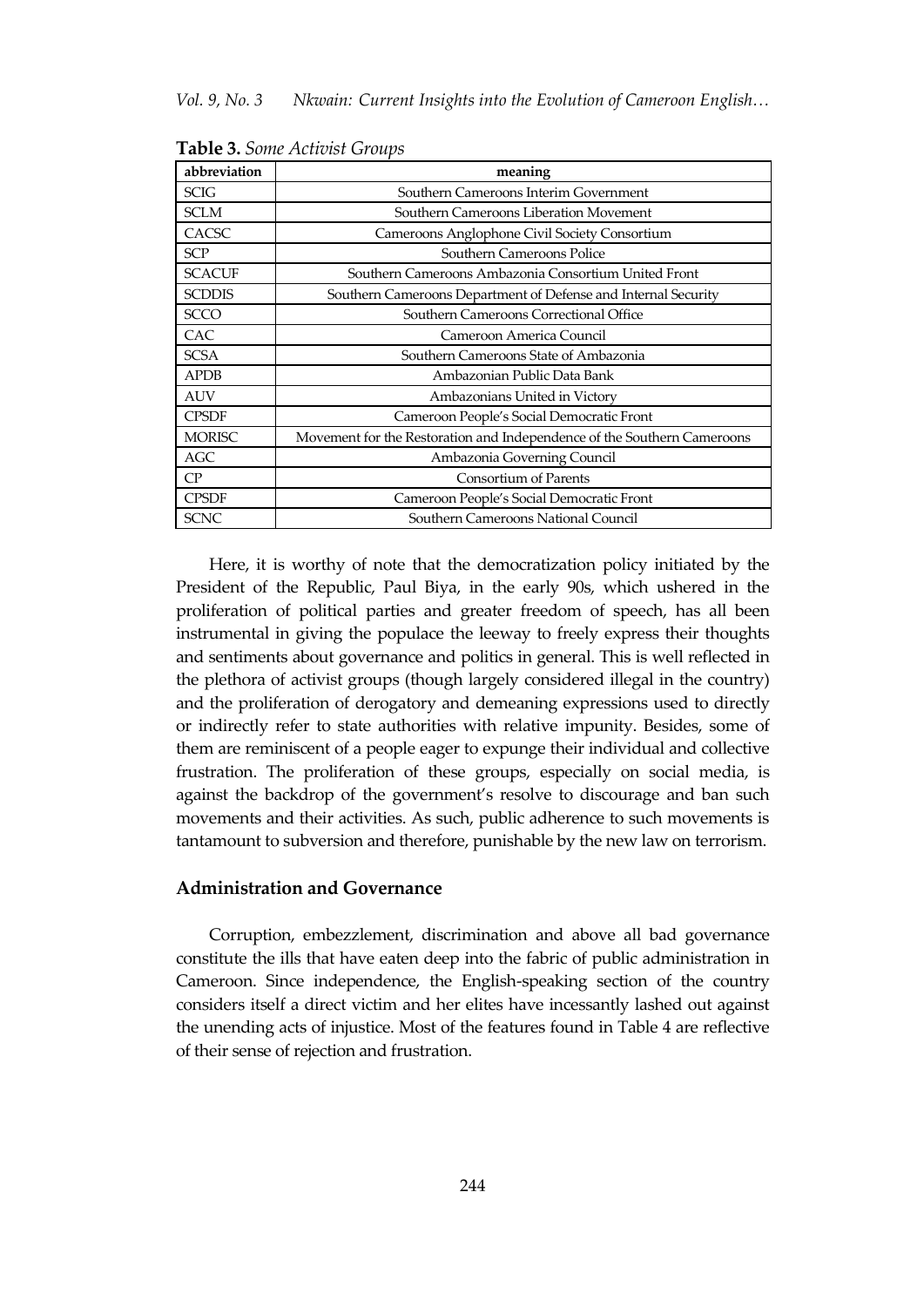**Table 3.** *Some Activist Groups*

| abbreviation | meaning |
|---|---|
| SCIG | Southern Cameroons Interim Government |
| SCLM | Southern Cameroons Liberation Movement |
| CACSC | Cameroons Anglophone Civil Society Consortium |
| SCP | Southern Cameroons Police |
| SCACUF | Southern Cameroons Ambazonia Consortium United Front |
| SCDDIS | Southern Cameroons Department of Defense and Internal Security |
| SCCO | Southern Cameroons Correctional Office |
| CAC | Cameroon America Council |
| SCSA | Southern Cameroons State of Ambazonia |
| APDB | Ambazonian Public Data Bank |
| AUV | Ambazonians United in Victory |
| CPSDF | Cameroon People's Social Democratic Front |
| MORISC | Movement for the Restoration and Independence of the Southern Cameroons |
| AGC | Ambazonia Governing Council |
| CP | Consortium of Parents |
| CPSDF | Cameroon People's Social Democratic Front |
| SCNC | Southern Cameroons National Council |

Here, it is worthy of note that the democratization policy initiated by the President of the Republic, Paul Biya, in the early 90s, which ushered in the proliferation of political parties and greater freedom of speech, has all been instrumental in giving the populace the leeway to freely express their thoughts and sentiments about governance and politics in general. This is well reflected in the plethora of activist groups (though largely considered illegal in the country) and the proliferation of derogatory and demeaning expressions used to directly or indirectly refer to state authorities with relative impunity. Besides, some of them are reminiscent of a people eager to expunge their individual and collective frustration. The proliferation of these groups, especially on social media, is against the backdrop of the government's resolve to discourage and ban such movements and their activities. As such, public adherence to such movements is tantamount to subversion and therefore, punishable by the new law on terrorism.

### Administration and Governance

Corruption, embezzlement, discrimination and above all bad governance constitute the ills that have eaten deep into the fabric of public administration in Cameroon. Since independence, the English-speaking section of the country considers itself a direct victim and her elites have incessantly lashed out against the unending acts of injustice. Most of the features found in Table 4 are reflective of their sense of rejection and frustration.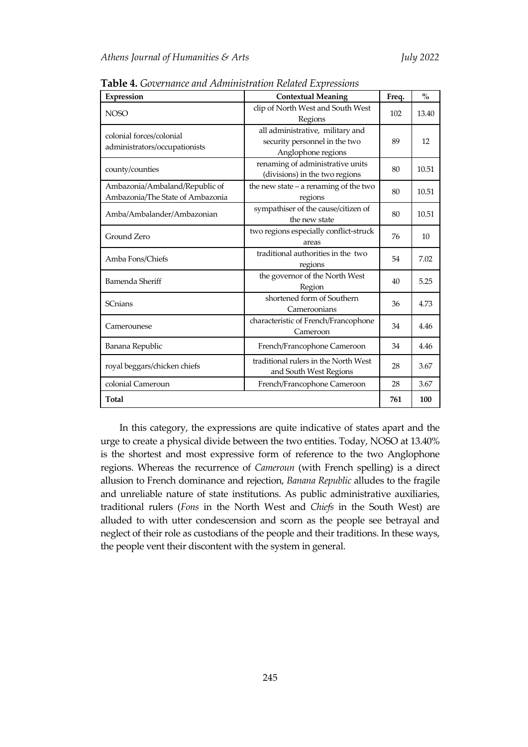**Table 4.** *Governance and Administration Related Expressions*

| Expression | Contextual Meaning | Freq. | % |
|---|---|---|---|
| NOSO | clip of North West and South West Regions | 102 | 13.40 |
| colonial forces/colonial administrators/occupationists | all administrative, military and security personnel in the two Anglophone regions | 89 | 12 |
| county/counties | renaming of administrative units (divisions) in the two regions | 80 | 10.51 |
| Ambazonia/Ambaland/Republic of Ambazonia/The State of Ambazonia | the new state – a renaming of the two regions | 80 | 10.51 |
| Amba/Ambalander/Ambazonian | sympathiser of the cause/citizen of the new state | 80 | 10.51 |
| Ground Zero | two regions especially conflict-struck areas | 76 | 10 |
| Amba Fons/Chiefs | traditional authorities in the two regions | 54 | 7.02 |
| Bamenda Sheriff | the governor of the North West Region | 40 | 5.25 |
| SCnians | shortened form of Southern Cameroonians | 36 | 4.73 |
| Camerounese | characteristic of French/Francophone Cameroon | 34 | 4.46 |
| Banana Republic | French/Francophone Cameroon | 34 | 4.46 |
| royal beggars/chicken chiefs | traditional rulers in the North West and South West Regions | 28 | 3.67 |
| colonial Cameroun | French/Francophone Cameroon | 28 | 3.67 |
| **Total** | | **761** | **100** |

In this category, the expressions are quite indicative of states apart and the urge to create a physical divide between the two entities. Today, NOSO at 13.40% is the shortest and most expressive form of reference to the two Anglophone regions. Whereas the recurrence of *Cameroun* (with French spelling) is a direct allusion to French dominance and rejection, *Banana Republic* alludes to the fragile and unreliable nature of state institutions. As public administrative auxiliaries, traditional rulers (*Fons* in the North West and *Chiefs* in the South West) are alluded to with utter condescension and scorn as the people see betrayal and neglect of their role as custodians of the people and their traditions. In these ways, the people vent their discontent with the system in general.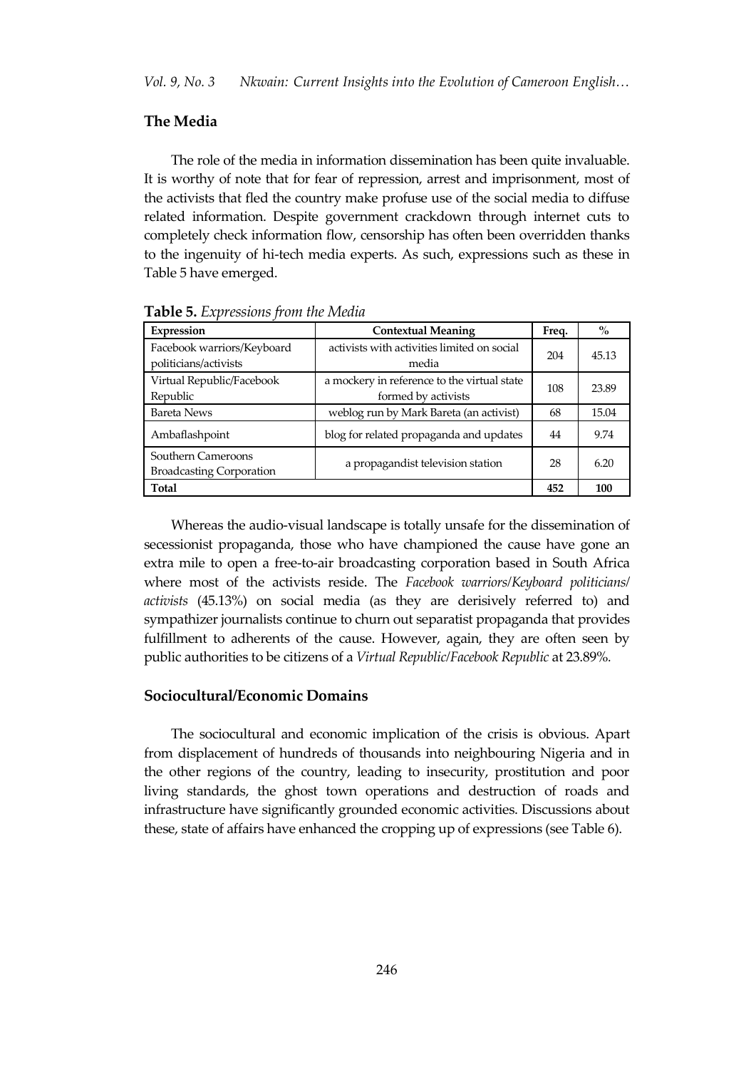## The Media

The role of the media in information dissemination has been quite invaluable. It is worthy of note that for fear of repression, arrest and imprisonment, most of the activists that fled the country make profuse use of the social media to diffuse related information. Despite government crackdown through internet cuts to completely check information flow, censorship has often been overridden thanks to the ingenuity of hi-tech media experts. As such, expressions such as these in Table 5 have emerged.

**Table 5.** *Expressions from the Media*

| Expression | Contextual Meaning | Freq. | % |
|---|---|---|---|
| Facebook warriors/Keyboard politicians/activists | activists with activities limited on social media | 204 | 45.13 |
| Virtual Republic/Facebook Republic | a mockery in reference to the virtual state formed by activists | 108 | 23.89 |
| Bareta News | weblog run by Mark Bareta (an activist) | 68 | 15.04 |
| Ambaflashpoint | blog for related propaganda and updates | 44 | 9.74 |
| Southern Cameroons Broadcasting Corporation | a propagandist television station | 28 | 6.20 |
| **Total** | | **452** | **100** |

Whereas the audio-visual landscape is totally unsafe for the dissemination of secessionist propaganda, those who have championed the cause have gone an extra mile to open a free-to-air broadcasting corporation based in South Africa where most of the activists reside. The *Facebook warriors/Keyboard politicians/activists* (45.13%) on social media (as they are derisively referred to) and sympathizer journalists continue to churn out separatist propaganda that provides fulfillment to adherents of the cause. However, again, they are often seen by public authorities to be citizens of a *Virtual Republic/Facebook Republic* at 23.89%.

## Sociocultural/Economic Domains

The sociocultural and economic implication of the crisis is obvious. Apart from displacement of hundreds of thousands into neighbouring Nigeria and in the other regions of the country, leading to insecurity, prostitution and poor living standards, the ghost town operations and destruction of roads and infrastructure have significantly grounded economic activities. Discussions about these, state of affairs have enhanced the cropping up of expressions (see Table 6).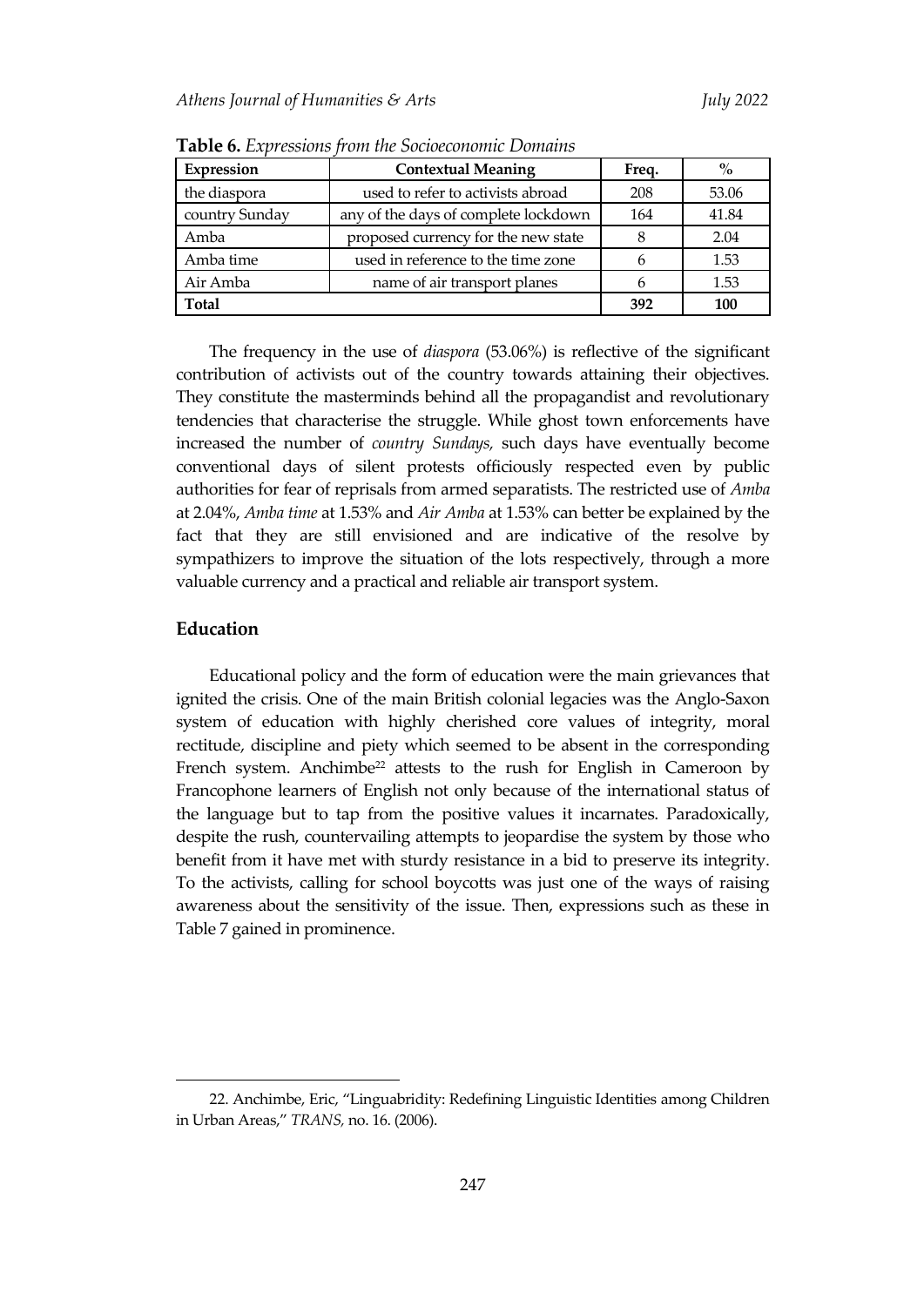**Table 6.** *Expressions from the Socioeconomic Domains*

| Expression | Contextual Meaning | Freq. | % |
|---|---|---|---|
| the diaspora | used to refer to activists abroad | 208 | 53.06 |
| country Sunday | any of the days of complete lockdown | 164 | 41.84 |
| Amba | proposed currency for the new state | 8 | 2.04 |
| Amba time | used in reference to the time zone | 6 | 1.53 |
| Air Amba | name of air transport planes | 6 | 1.53 |
| **Total** | | **392** | **100** |

The frequency in the use of *diaspora* (53.06%) is reflective of the significant contribution of activists out of the country towards attaining their objectives. They constitute the masterminds behind all the propagandist and revolutionary tendencies that characterise the struggle. While ghost town enforcements have increased the number of *country Sundays,* such days have eventually become conventional days of silent protests officiously respected even by public authorities for fear of reprisals from armed separatists. The restricted use of *Amba* at 2.04%, *Amba time* at 1.53% and *Air Amba* at 1.53% can better be explained by the fact that they are still envisioned and are indicative of the resolve by sympathizers to improve the situation of the lots respectively, through a more valuable currency and a practical and reliable air transport system.

## Education

Educational policy and the form of education were the main grievances that ignited the crisis. One of the main British colonial legacies was the Anglo-Saxon system of education with highly cherished core values of integrity, moral rectitude, discipline and piety which seemed to be absent in the corresponding French system. Anchimbe[22] attests to the rush for English in Cameroon by Francophone learners of English not only because of the international status of the language but to tap from the positive values it incarnates. Paradoxically, despite the rush, countervailing attempts to jeopardise the system by those who benefit from it have met with sturdy resistance in a bid to preserve its integrity. To the activists, calling for school boycotts was just one of the ways of raising awareness about the sensitivity of the issue. Then, expressions such as these in Table 7 gained in prominence.

22. Anchimbe, Eric, "Linguabridity: Redefining Linguistic Identities among Children in Urban Areas," *TRANS,* no. 16. (2006).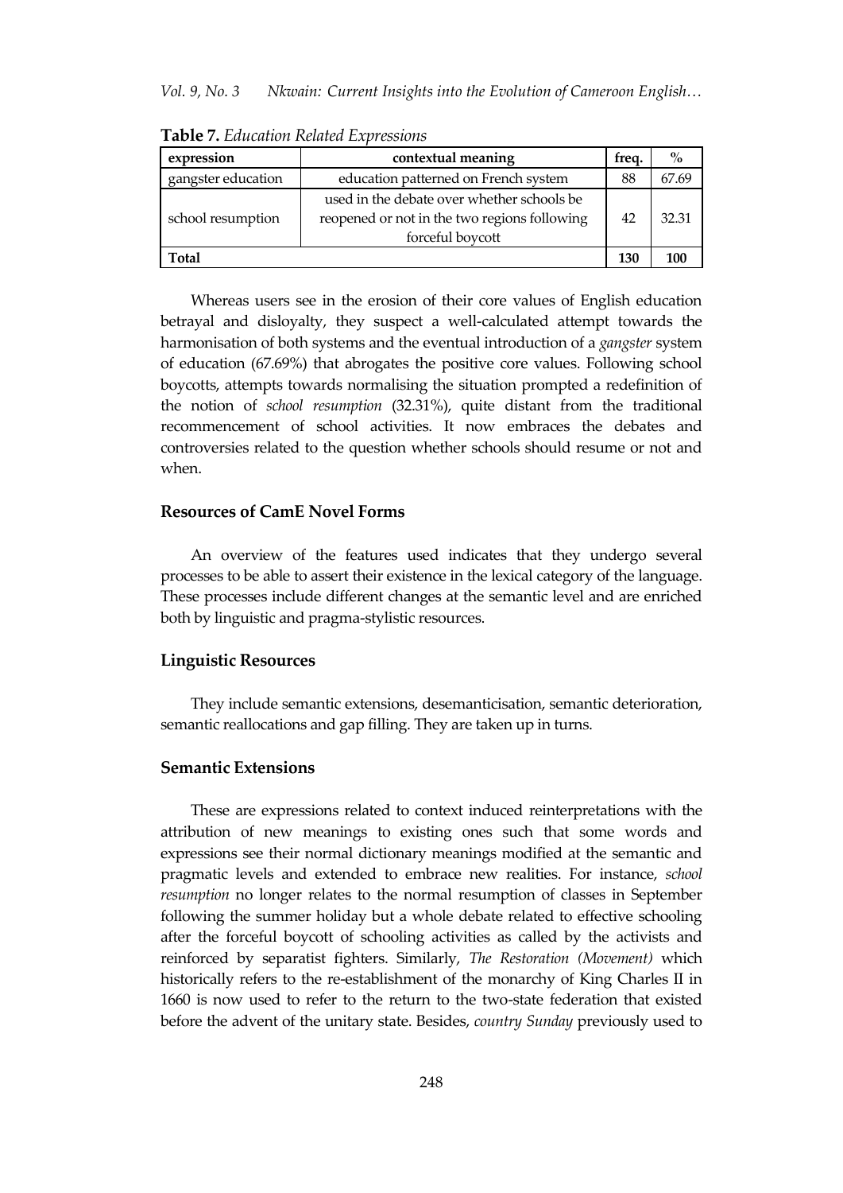**Table 7.** *Education Related Expressions*

| expression | contextual meaning | freq. | % |
|---|---|---|---|
| gangster education | education patterned on French system | 88 | 67.69 |
| school resumption | used in the debate over whether schools be reopened or not in the two regions following forceful boycott | 42 | 32.31 |
| **Total** | | **130** | **100** |

Whereas users see in the erosion of their core values of English education betrayal and disloyalty, they suspect a well-calculated attempt towards the harmonisation of both systems and the eventual introduction of a *gangster* system of education (67.69%) that abrogates the positive core values. Following school boycotts, attempts towards normalising the situation prompted a redefinition of the notion of *school resumption* (32.31%), quite distant from the traditional recommencement of school activities. It now embraces the debates and controversies related to the question whether schools should resume or not and when.

## Resources of CamE Novel Forms

An overview of the features used indicates that they undergo several processes to be able to assert their existence in the lexical category of the language. These processes include different changes at the semantic level and are enriched both by linguistic and pragma-stylistic resources.

### Linguistic Resources

They include semantic extensions, desemanticisation, semantic deterioration, semantic reallocations and gap filling. They are taken up in turns.

### Semantic Extensions

These are expressions related to context induced reinterpretations with the attribution of new meanings to existing ones such that some words and expressions see their normal dictionary meanings modified at the semantic and pragmatic levels and extended to embrace new realities. For instance, *school resumption* no longer relates to the normal resumption of classes in September following the summer holiday but a whole debate related to effective schooling after the forceful boycott of schooling activities as called by the activists and reinforced by separatist fighters. Similarly, *The Restoration (Movement)* which historically refers to the re-establishment of the monarchy of King Charles II in 1660 is now used to refer to the return to the two-state federation that existed before the advent of the unitary state. Besides, *country Sunday* previously used to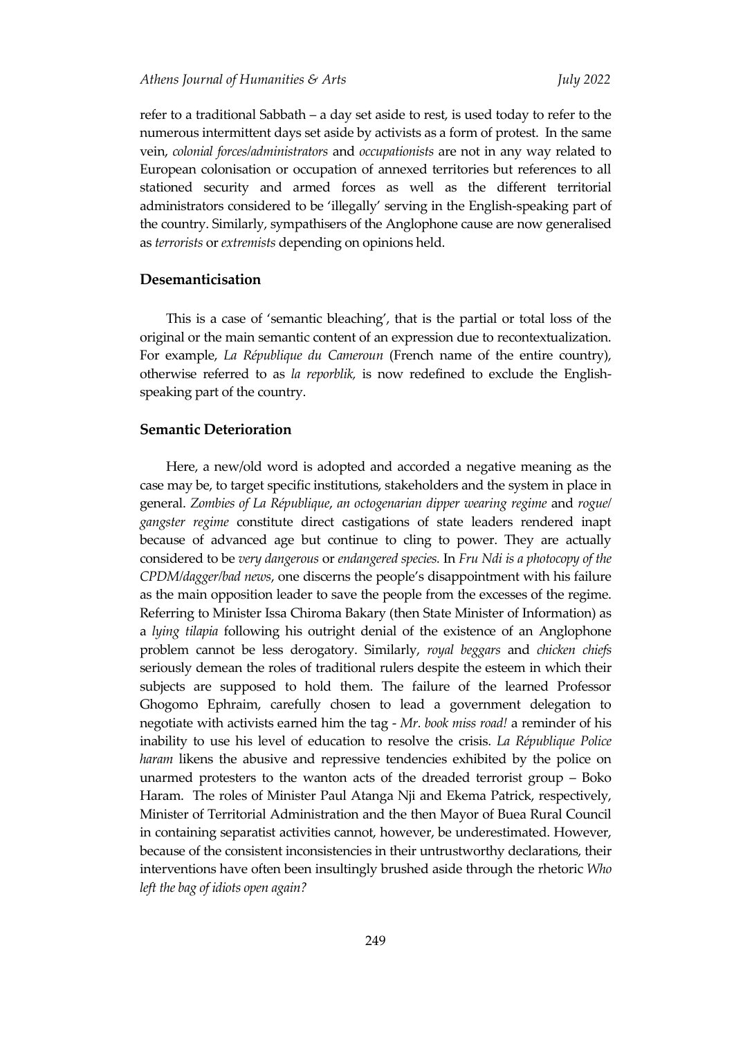refer to a traditional Sabbath – a day set aside to rest, is used today to refer to the numerous intermittent days set aside by activists as a form of protest. In the same vein, *colonial forces/administrators* and *occupationists* are not in any way related to European colonisation or occupation of annexed territories but references to all stationed security and armed forces as well as the different territorial administrators considered to be 'illegally' serving in the English-speaking part of the country. Similarly, sympathisers of the Anglophone cause are now generalised as *terrorists* or *extremists* depending on opinions held.

### Desemanticisation

This is a case of 'semantic bleaching', that is the partial or total loss of the original or the main semantic content of an expression due to recontextualization. For example, *La République du Cameroun* (French name of the entire country), otherwise referred to as *la reporblik,* is now redefined to exclude the English-speaking part of the country.

### Semantic Deterioration

Here, a new/old word is adopted and accorded a negative meaning as the case may be, to target specific institutions, stakeholders and the system in place in general. *Zombies of La République*, *an octogenarian dipper wearing regime* and *rogue/gangster regime* constitute direct castigations of state leaders rendered inapt because of advanced age but continue to cling to power. They are actually considered to be *very dangerous* or *endangered species.* In *Fru Ndi is a photocopy of the CPDM/dagger/bad news*, one discerns the people's disappointment with his failure as the main opposition leader to save the people from the excesses of the regime. Referring to Minister Issa Chiroma Bakary (then State Minister of Information) as a *lying tilapia* following his outright denial of the existence of an Anglophone problem cannot be less derogatory. Similarly, *royal beggars* and *chicken chiefs* seriously demean the roles of traditional rulers despite the esteem in which their subjects are supposed to hold them. The failure of the learned Professor Ghogomo Ephraim, carefully chosen to lead a government delegation to negotiate with activists earned him the tag - *Mr. book miss road!* a reminder of his inability to use his level of education to resolve the crisis. *La République Police haram* likens the abusive and repressive tendencies exhibited by the police on unarmed protesters to the wanton acts of the dreaded terrorist group – Boko Haram. The roles of Minister Paul Atanga Nji and Ekema Patrick, respectively, Minister of Territorial Administration and the then Mayor of Buea Rural Council in containing separatist activities cannot, however, be underestimated. However, because of the consistent inconsistencies in their untrustworthy declarations, their interventions have often been insultingly brushed aside through the rhetoric *Who left the bag of idiots open again?*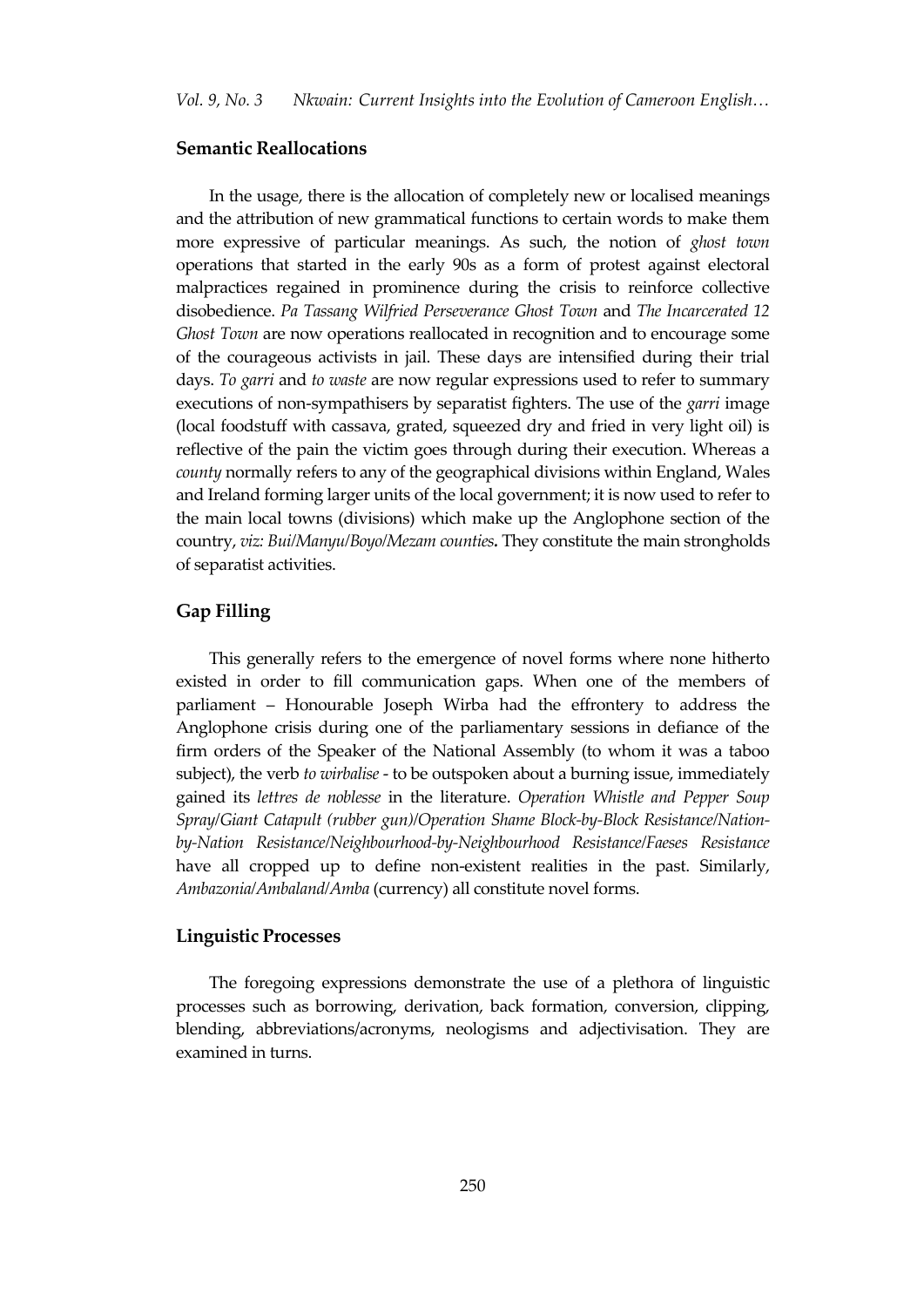### Semantic Reallocations

In the usage, there is the allocation of completely new or localised meanings and the attribution of new grammatical functions to certain words to make them more expressive of particular meanings. As such, the notion of *ghost town* operations that started in the early 90s as a form of protest against electoral malpractices regained in prominence during the crisis to reinforce collective disobedience. *Pa Tassang Wilfried Perseverance Ghost Town* and *The Incarcerated 12 Ghost Town* are now operations reallocated in recognition and to encourage some of the courageous activists in jail. These days are intensified during their trial days. *To garri* and *to waste* are now regular expressions used to refer to summary executions of non-sympathisers by separatist fighters. The use of the *garri* image (local foodstuff with cassava, grated, squeezed dry and fried in very light oil) is reflective of the pain the victim goes through during their execution. Whereas a *county* normally refers to any of the geographical divisions within England, Wales and Ireland forming larger units of the local government; it is now used to refer to the main local towns (divisions) which make up the Anglophone section of the country, *viz: Bui/Manyu/Boyo/Mezam counties***.** They constitute the main strongholds of separatist activities.

### Gap Filling

This generally refers to the emergence of novel forms where none hitherto existed in order to fill communication gaps. When one of the members of parliament – Honourable Joseph Wirba had the effrontery to address the Anglophone crisis during one of the parliamentary sessions in defiance of the firm orders of the Speaker of the National Assembly (to whom it was a taboo subject), the verb *to wirbalise* - to be outspoken about a burning issue, immediately gained its *lettres de noblesse* in the literature. *Operation Whistle and Pepper Soup Spray/Giant Catapult (rubber gun)/Operation Shame Block-by-Block Resistance/Nation-by-Nation Resistance/Neighbourhood-by-Neighbourhood Resistance/Faeses Resistance* have all cropped up to define non-existent realities in the past. Similarly, *Ambazonia/Ambaland/Amba* (currency) all constitute novel forms.

### Linguistic Processes

The foregoing expressions demonstrate the use of a plethora of linguistic processes such as borrowing, derivation, back formation, conversion, clipping, blending, abbreviations/acronyms, neologisms and adjectivisation. They are examined in turns.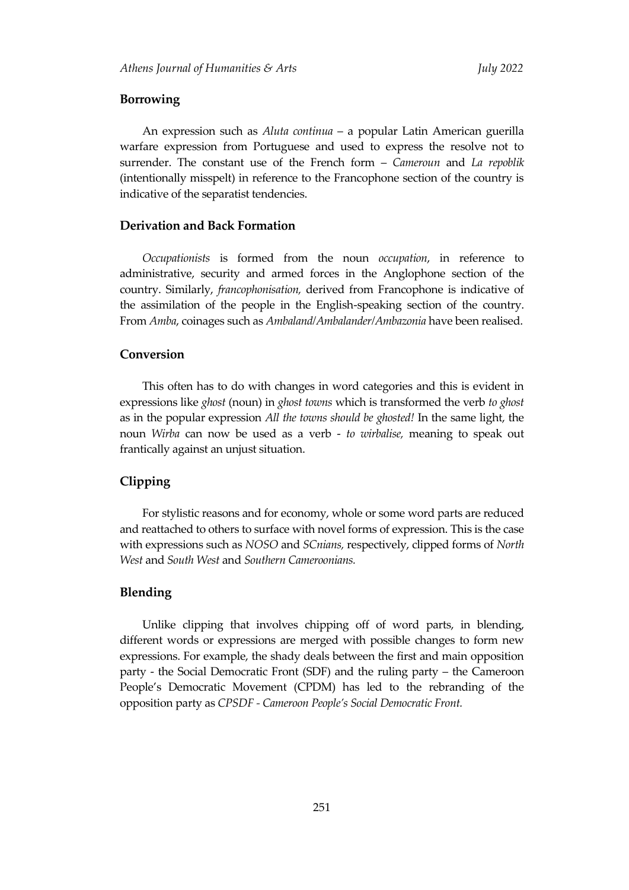### Borrowing

An expression such as *Aluta continua* – a popular Latin American guerilla warfare expression from Portuguese and used to express the resolve not to surrender. The constant use of the French form – *Cameroun* and *La repoblik* (intentionally misspelt) in reference to the Francophone section of the country is indicative of the separatist tendencies.

### Derivation and Back Formation

*Occupationists* is formed from the noun *occupation*, in reference to administrative, security and armed forces in the Anglophone section of the country. Similarly, *francophonisation,* derived from Francophone is indicative of the assimilation of the people in the English-speaking section of the country. From *Amba*, coinages such as *Ambaland/Ambalander/Ambazonia* have been realised.

### Conversion

This often has to do with changes in word categories and this is evident in expressions like *ghost* (noun) in *ghost towns* which is transformed the verb *to ghost* as in the popular expression *All the towns should be ghosted!* In the same light, the noun *Wirba* can now be used as a verb - *to wirbalise,* meaning to speak out frantically against an unjust situation.

### Clipping

For stylistic reasons and for economy, whole or some word parts are reduced and reattached to others to surface with novel forms of expression. This is the case with expressions such as *NOSO* and *SCnians,* respectively, clipped forms of *North West* and *South West* and *Southern Cameroonians.*

### Blending

Unlike clipping that involves chipping off of word parts, in blending, different words or expressions are merged with possible changes to form new expressions. For example, the shady deals between the first and main opposition party - the Social Democratic Front (SDF) and the ruling party – the Cameroon People's Democratic Movement (CPDM) has led to the rebranding of the opposition party as *CPSDF - Cameroon People's Social Democratic Front.*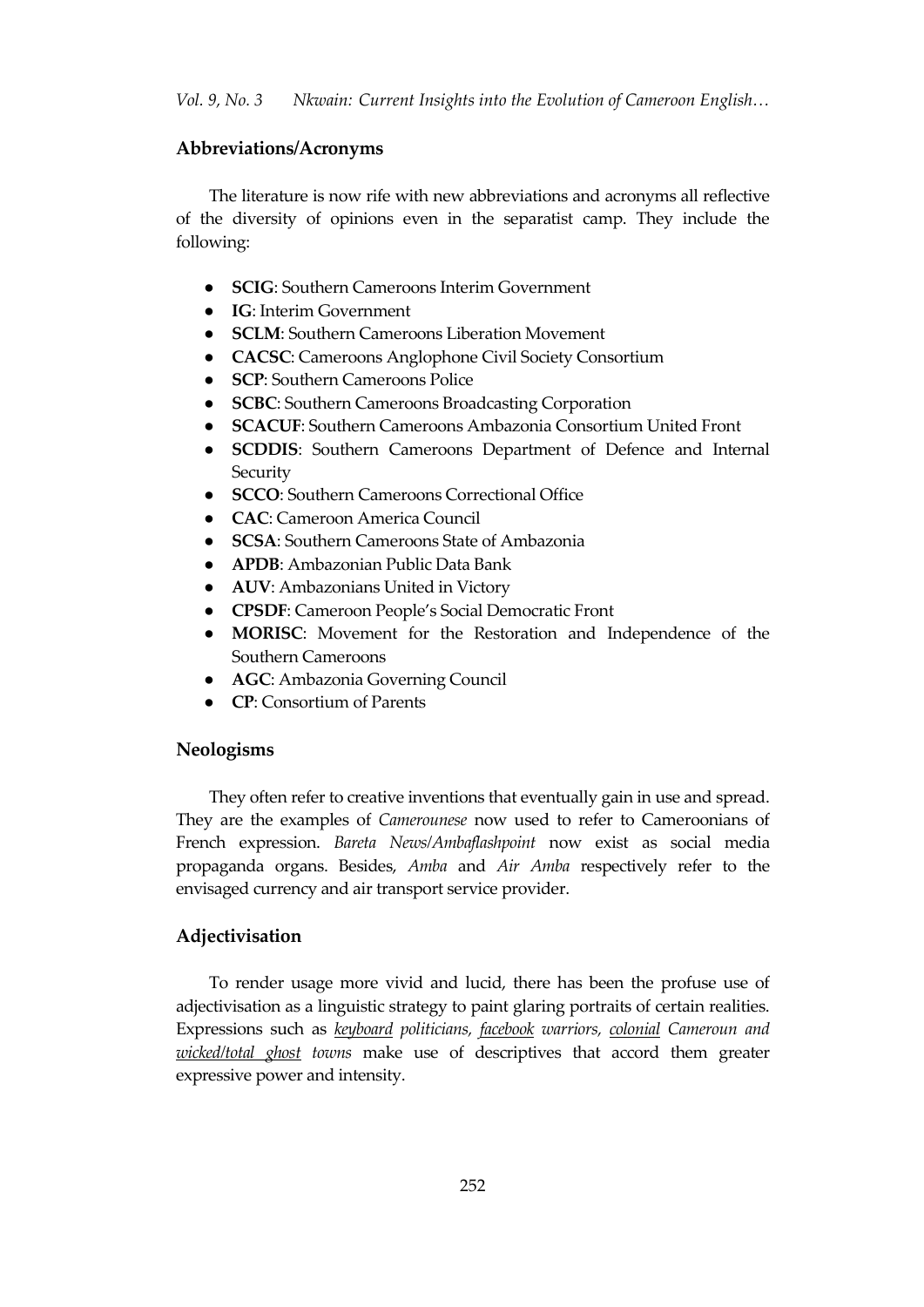### Abbreviations/Acronyms

The literature is now rife with new abbreviations and acronyms all reflective of the diversity of opinions even in the separatist camp. They include the following:

- **SCIG**: Southern Cameroons Interim Government
- **IG**: Interim Government
- **SCLM**: Southern Cameroons Liberation Movement
- **CACSC**: Cameroons Anglophone Civil Society Consortium
- **SCP**: Southern Cameroons Police
- **SCBC**: Southern Cameroons Broadcasting Corporation
- **SCACUF**: Southern Cameroons Ambazonia Consortium United Front
- **SCDDIS**: Southern Cameroons Department of Defence and Internal Security
- **SCCO**: Southern Cameroons Correctional Office
- **CAC**: Cameroon America Council
- **SCSA**: Southern Cameroons State of Ambazonia
- **APDB**: Ambazonian Public Data Bank
- **AUV**: Ambazonians United in Victory
- **CPSDF**: Cameroon People's Social Democratic Front
- **MORISC**: Movement for the Restoration and Independence of the Southern Cameroons
- **AGC**: Ambazonia Governing Council
- **CP**: Consortium of Parents

### Neologisms

They often refer to creative inventions that eventually gain in use and spread. They are the examples of *Camerounese* now used to refer to Cameroonians of French expression. *Bareta News/Ambaflashpoint* now exist as social media propaganda organs. Besides, *Amba* and *Air Amba* respectively refer to the envisaged currency and air transport service provider.

### Adjectivisation

To render usage more vivid and lucid, there has been the profuse use of adjectivisation as a linguistic strategy to paint glaring portraits of certain realities. Expressions such as *keyboard politicians, facebook warriors, colonial Cameroun and wicked/total ghost towns* make use of descriptives that accord them greater expressive power and intensity.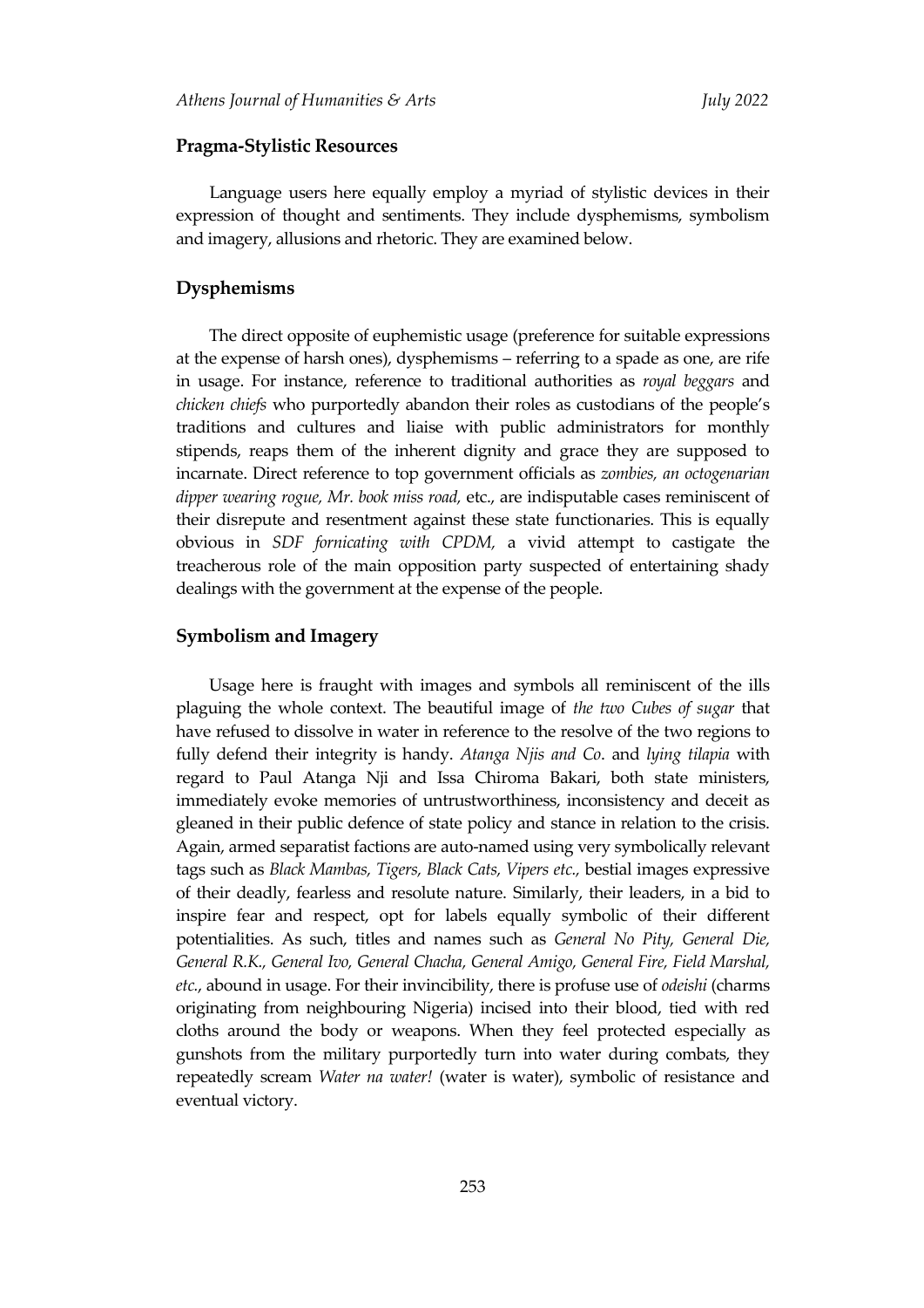## Pragma-Stylistic Resources

Language users here equally employ a myriad of stylistic devices in their expression of thought and sentiments. They include dysphemisms, symbolism and imagery, allusions and rhetoric. They are examined below.

### Dysphemisms

The direct opposite of euphemistic usage (preference for suitable expressions at the expense of harsh ones), dysphemisms – referring to a spade as one, are rife in usage. For instance, reference to traditional authorities as *royal beggars* and *chicken chiefs* who purportedly abandon their roles as custodians of the people's traditions and cultures and liaise with public administrators for monthly stipends, reaps them of the inherent dignity and grace they are supposed to incarnate. Direct reference to top government officials as *zombies, an octogenarian dipper wearing rogue, Mr. book miss road,* etc., are indisputable cases reminiscent of their disrepute and resentment against these state functionaries. This is equally obvious in *SDF fornicating with CPDM,* a vivid attempt to castigate the treacherous role of the main opposition party suspected of entertaining shady dealings with the government at the expense of the people.

### Symbolism and Imagery

Usage here is fraught with images and symbols all reminiscent of the ills plaguing the whole context. The beautiful image of *the two Cubes of sugar* that have refused to dissolve in water in reference to the resolve of the two regions to fully defend their integrity is handy. *Atanga Njis and Co*. and *lying tilapia* with regard to Paul Atanga Nji and Issa Chiroma Bakari, both state ministers, immediately evoke memories of untrustworthiness, inconsistency and deceit as gleaned in their public defence of state policy and stance in relation to the crisis. Again, armed separatist factions are auto-named using very symbolically relevant tags such as *Black Mambas, Tigers, Black Cats, Vipers etc.,* bestial images expressive of their deadly, fearless and resolute nature. Similarly, their leaders, in a bid to inspire fear and respect, opt for labels equally symbolic of their different potentialities. As such, titles and names such as *General No Pity, General Die, General R.K., General Ivo, General Chacha, General Amigo, General Fire, Field Marshal, etc.*, abound in usage. For their invincibility, there is profuse use of *odeishi* (charms originating from neighbouring Nigeria) incised into their blood, tied with red cloths around the body or weapons. When they feel protected especially as gunshots from the military purportedly turn into water during combats, they repeatedly scream *Water na water!* (water is water), symbolic of resistance and eventual victory.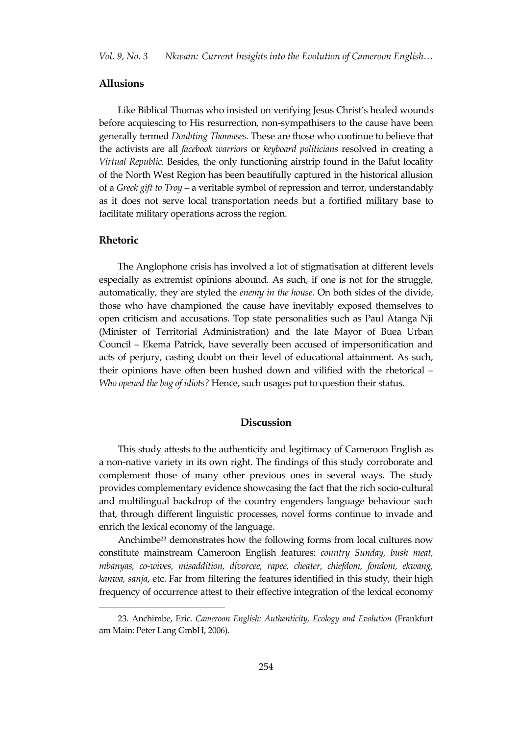### Allusions

Like Biblical Thomas who insisted on verifying Jesus Christ's healed wounds before acquiescing to His resurrection, non-sympathisers to the cause have been generally termed *Doubting Thomases.* These are those who continue to believe that the activists are all *facebook warriors* or *keyboard politicians* resolved in creating a *Virtual Republic.* Besides, the only functioning airstrip found in the Bafut locality of the North West Region has been beautifully captured in the historical allusion of a *Greek gift to Troy* – a veritable symbol of repression and terror, understandably as it does not serve local transportation needs but a fortified military base to facilitate military operations across the region.

### Rhetoric

The Anglophone crisis has involved a lot of stigmatisation at different levels especially as extremist opinions abound. As such, if one is not for the struggle, automatically, they are styled the *enemy in the house.* On both sides of the divide, those who have championed the cause have inevitably exposed themselves to open criticism and accusations. Top state personalities such as Paul Atanga Nji (Minister of Territorial Administration) and the late Mayor of Buea Urban Council – Ekema Patrick, have severally been accused of impersonification and acts of perjury, casting doubt on their level of educational attainment. As such, their opinions have often been hushed down and vilified with the rhetorical – *Who opened the bag of idiots?* Hence, such usages put to question their status.

## Discussion

This study attests to the authenticity and legitimacy of Cameroon English as a non-native variety in its own right. The findings of this study corroborate and complement those of many other previous ones in several ways. The study provides complementary evidence showcasing the fact that the rich socio-cultural and multilingual backdrop of the country engenders language behaviour such that, through different linguistic processes, novel forms continue to invade and enrich the lexical economy of the language.

Anchimbe[23] demonstrates how the following forms from local cultures now constitute mainstream Cameroon English features: *country Sunday, bush meat, mbanyas, co-wives, misaddition, divorcee, rapee, cheater, chiefdom, fondom, ekwang, kanwa, sanja*, etc. Far from filtering the features identified in this study, their high frequency of occurrence attest to their effective integration of the lexical economy

23. Anchimbe, Eric. *Cameroon English: Authenticity, Ecology and Evolution* (Frankfurt am Main: Peter Lang GmbH, 2006).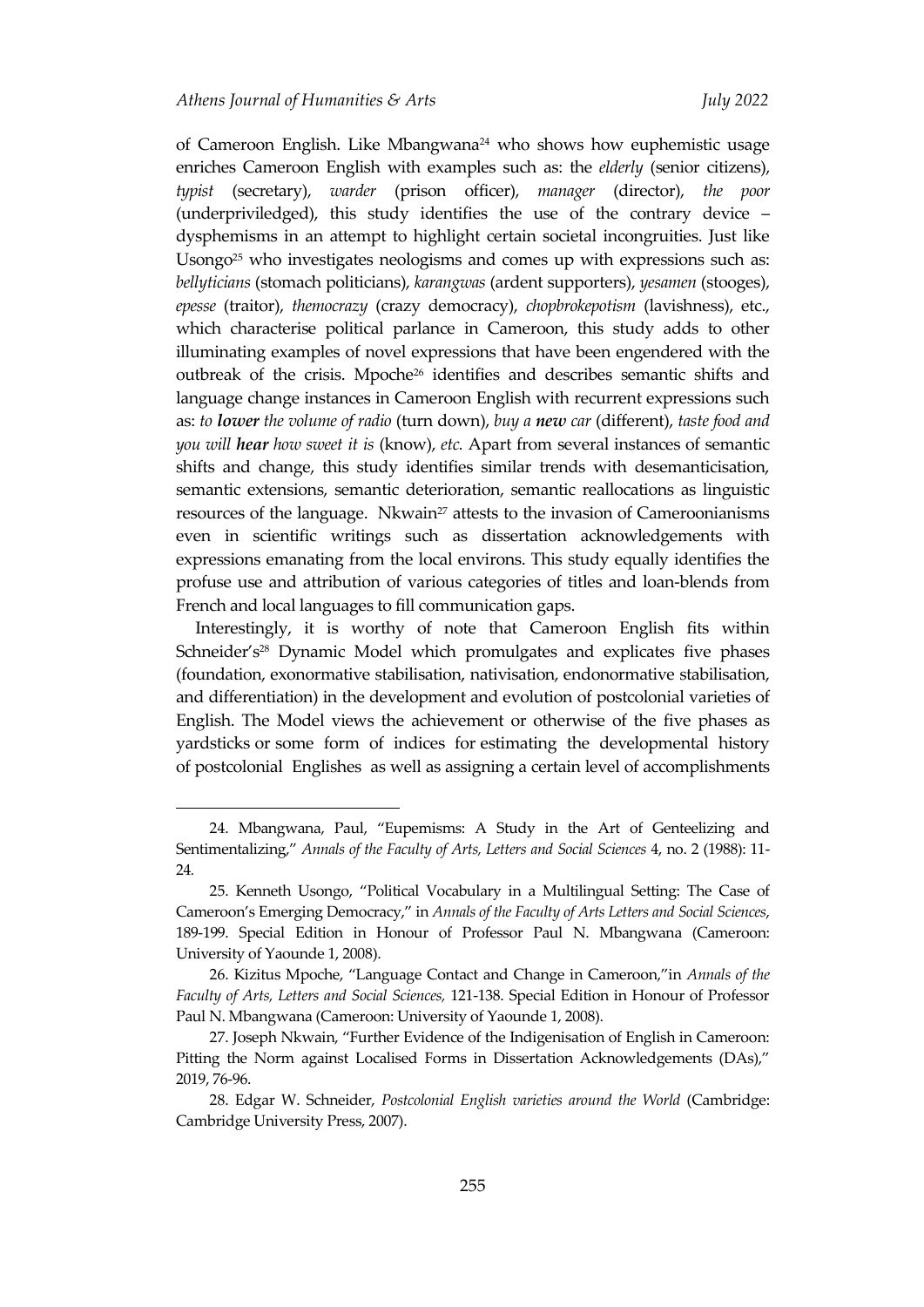of Cameroon English. Like Mbangwana[24] who shows how euphemistic usage enriches Cameroon English with examples such as: the *elderly* (senior citizens), *typist* (secretary), *warder* (prison officer), *manager* (director), *the poor* (underpriviledged), this study identifies the use of the contrary device – dysphemisms in an attempt to highlight certain societal incongruities. Just like Usongo[25] who investigates neologisms and comes up with expressions such as: *bellyticians* (stomach politicians), *karangwas* (ardent supporters), *yesamen* (stooges), *epesse* (traitor), *themocrazy* (crazy democracy), *chopbrokepotism* (lavishness), etc., which characterise political parlance in Cameroon, this study adds to other illuminating examples of novel expressions that have been engendered with the outbreak of the crisis. Mpoche[26] identifies and describes semantic shifts and language change instances in Cameroon English with recurrent expressions such as: *to* ***lower*** *the volume of radio* (turn down), *buy a* ***new*** *car* (different), *taste food and you will* ***hear*** *how sweet it is* (know), *etc.* Apart from several instances of semantic shifts and change, this study identifies similar trends with desemanticisation, semantic extensions, semantic deterioration, semantic reallocations as linguistic resources of the language. Nkwain[27] attests to the invasion of Cameroonianisms even in scientific writings such as dissertation acknowledgements with expressions emanating from the local environs. This study equally identifies the profuse use and attribution of various categories of titles and loan-blends from French and local languages to fill communication gaps.

Interestingly, it is worthy of note that Cameroon English fits within Schneider's[28] Dynamic Model which promulgates and explicates five phases (foundation, exonormative stabilisation, nativisation, endonormative stabilisation, and differentiation) in the development and evolution of postcolonial varieties of English. The Model views the achievement or otherwise of the five phases as yardsticks or some form of indices for estimating the developmental history of postcolonial Englishes as well as assigning a certain level of accomplishments

---

24. Mbangwana, Paul, "Eupemisms: A Study in the Art of Genteelizing and Sentimentalizing," *Annals of the Faculty of Arts, Letters and Social Sciences* 4, no. 2 (1988): 11-24.

25. Kenneth Usongo, "Political Vocabulary in a Multilingual Setting: The Case of Cameroon's Emerging Democracy," in *Annals of the Faculty of Arts Letters and Social Sciences*, 189-199. Special Edition in Honour of Professor Paul N. Mbangwana (Cameroon: University of Yaounde 1, 2008).

26. Kizitus Mpoche, "Language Contact and Change in Cameroon,"in *Annals of the Faculty of Arts, Letters and Social Sciences,* 121-138. Special Edition in Honour of Professor Paul N. Mbangwana (Cameroon: University of Yaounde 1, 2008).

27. Joseph Nkwain, "Further Evidence of the Indigenisation of English in Cameroon: Pitting the Norm against Localised Forms in Dissertation Acknowledgements (DAs)," 2019, 76-96.

28. Edgar W. Schneider, *Postcolonial English varieties around the World* (Cambridge: Cambridge University Press, 2007).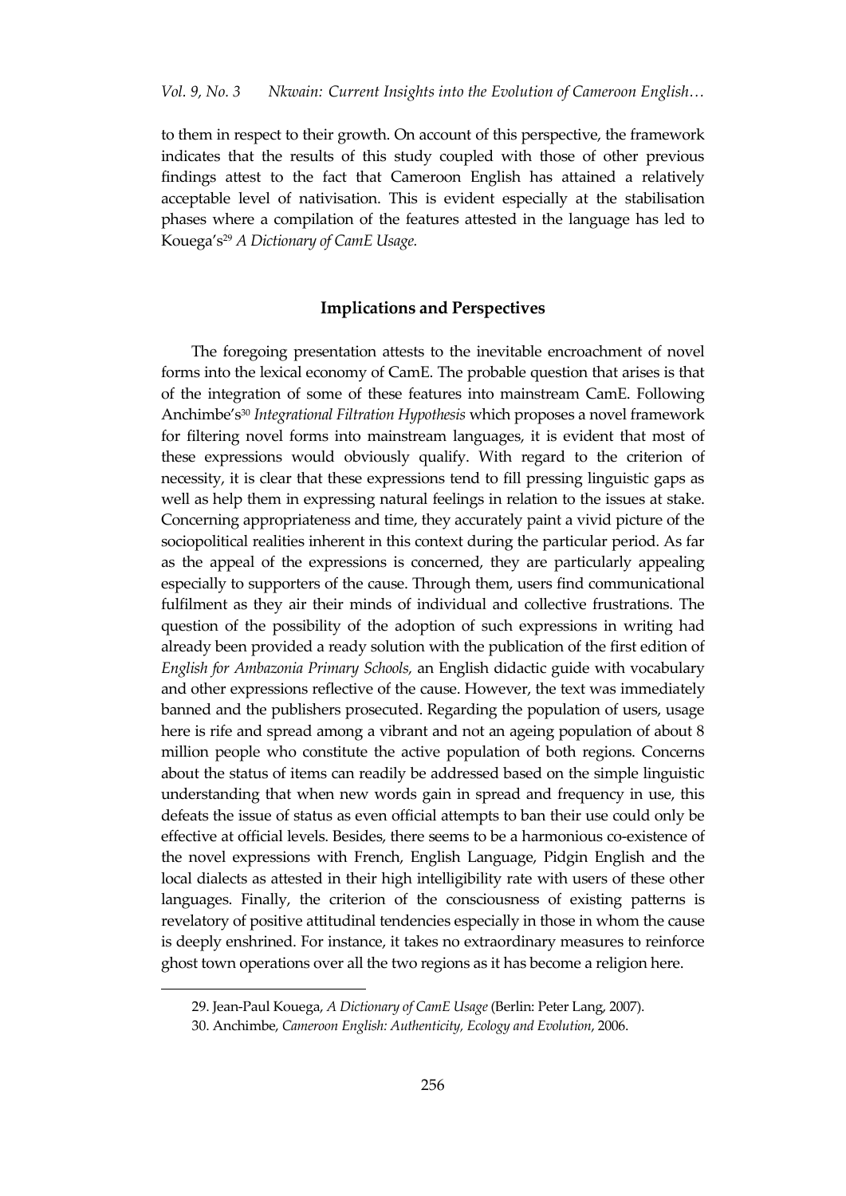to them in respect to their growth. On account of this perspective, the framework indicates that the results of this study coupled with those of other previous findings attest to the fact that Cameroon English has attained a relatively acceptable level of nativisation. This is evident especially at the stabilisation phases where a compilation of the features attested in the language has led to Kouega's[29] *A Dictionary of CamE Usage.*

## Implications and Perspectives

The foregoing presentation attests to the inevitable encroachment of novel forms into the lexical economy of CamE. The probable question that arises is that of the integration of some of these features into mainstream CamE. Following Anchimbe's[30] *Integrational Filtration Hypothesis* which proposes a novel framework for filtering novel forms into mainstream languages, it is evident that most of these expressions would obviously qualify. With regard to the criterion of necessity, it is clear that these expressions tend to fill pressing linguistic gaps as well as help them in expressing natural feelings in relation to the issues at stake. Concerning appropriateness and time, they accurately paint a vivid picture of the sociopolitical realities inherent in this context during the particular period. As far as the appeal of the expressions is concerned, they are particularly appealing especially to supporters of the cause. Through them, users find communicational fulfilment as they air their minds of individual and collective frustrations. The question of the possibility of the adoption of such expressions in writing had already been provided a ready solution with the publication of the first edition of *English for Ambazonia Primary Schools,* an English didactic guide with vocabulary and other expressions reflective of the cause. However, the text was immediately banned and the publishers prosecuted. Regarding the population of users, usage here is rife and spread among a vibrant and not an ageing population of about 8 million people who constitute the active population of both regions. Concerns about the status of items can readily be addressed based on the simple linguistic understanding that when new words gain in spread and frequency in use, this defeats the issue of status as even official attempts to ban their use could only be effective at official levels. Besides, there seems to be a harmonious co-existence of the novel expressions with French, English Language, Pidgin English and the local dialects as attested in their high intelligibility rate with users of these other languages. Finally, the criterion of the consciousness of existing patterns is revelatory of positive attitudinal tendencies especially in those in whom the cause is deeply enshrined. For instance, it takes no extraordinary measures to reinforce ghost town operations over all the two regions as it has become a religion here.

29. Jean-Paul Kouega, *A Dictionary of CamE Usage* (Berlin: Peter Lang, 2007).

30. Anchimbe, *Cameroon English: Authenticity, Ecology and Evolution*, 2006.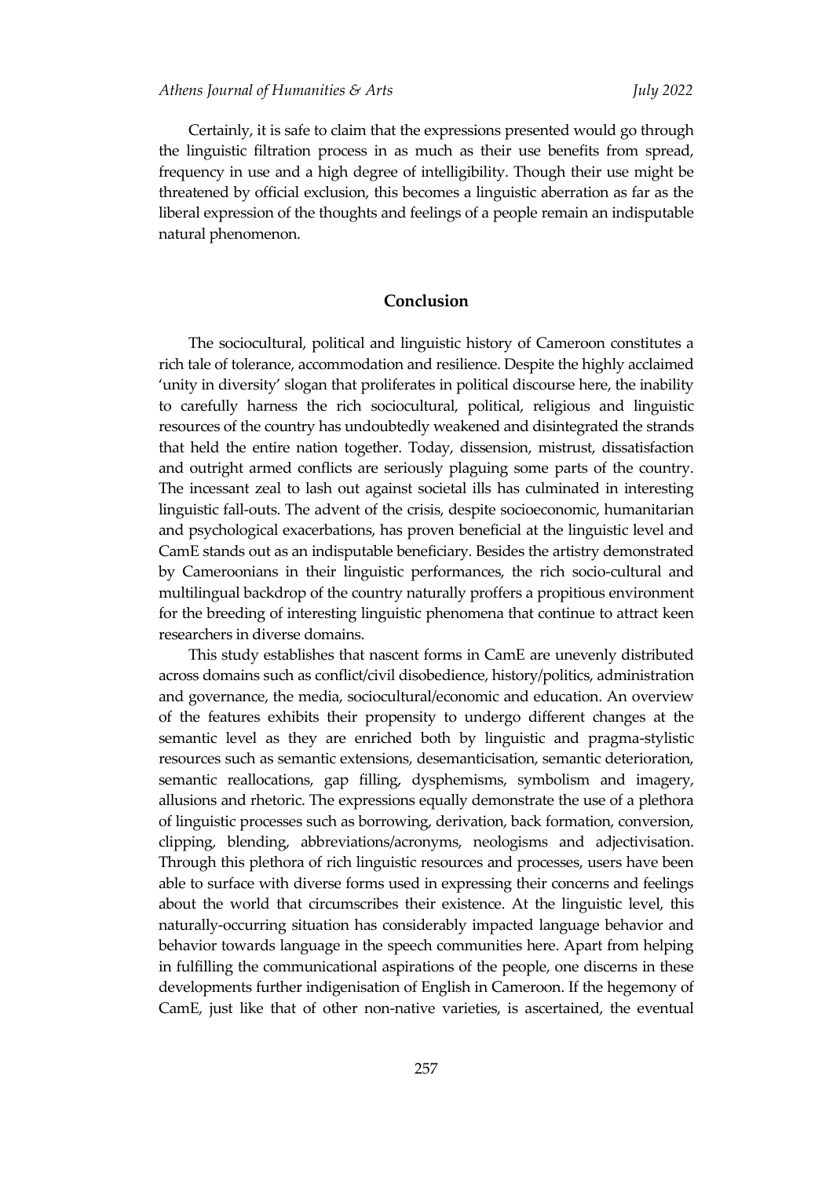Certainly, it is safe to claim that the expressions presented would go through the linguistic filtration process in as much as their use benefits from spread, frequency in use and a high degree of intelligibility. Though their use might be threatened by official exclusion, this becomes a linguistic aberration as far as the liberal expression of the thoughts and feelings of a people remain an indisputable natural phenomenon.

## Conclusion

The sociocultural, political and linguistic history of Cameroon constitutes a rich tale of tolerance, accommodation and resilience. Despite the highly acclaimed 'unity in diversity' slogan that proliferates in political discourse here, the inability to carefully harness the rich sociocultural, political, religious and linguistic resources of the country has undoubtedly weakened and disintegrated the strands that held the entire nation together. Today, dissension, mistrust, dissatisfaction and outright armed conflicts are seriously plaguing some parts of the country. The incessant zeal to lash out against societal ills has culminated in interesting linguistic fall-outs. The advent of the crisis, despite socioeconomic, humanitarian and psychological exacerbations, has proven beneficial at the linguistic level and CamE stands out as an indisputable beneficiary. Besides the artistry demonstrated by Cameroonians in their linguistic performances, the rich socio-cultural and multilingual backdrop of the country naturally proffers a propitious environment for the breeding of interesting linguistic phenomena that continue to attract keen researchers in diverse domains.

This study establishes that nascent forms in CamE are unevenly distributed across domains such as conflict/civil disobedience, history/politics, administration and governance, the media, sociocultural/economic and education. An overview of the features exhibits their propensity to undergo different changes at the semantic level as they are enriched both by linguistic and pragma-stylistic resources such as semantic extensions, desemanticisation, semantic deterioration, semantic reallocations, gap filling, dysphemisms, symbolism and imagery, allusions and rhetoric. The expressions equally demonstrate the use of a plethora of linguistic processes such as borrowing, derivation, back formation, conversion, clipping, blending, abbreviations/acronyms, neologisms and adjectivisation. Through this plethora of rich linguistic resources and processes, users have been able to surface with diverse forms used in expressing their concerns and feelings about the world that circumscribes their existence. At the linguistic level, this naturally-occurring situation has considerably impacted language behavior and behavior towards language in the speech communities here. Apart from helping in fulfilling the communicational aspirations of the people, one discerns in these developments further indigenisation of English in Cameroon. If the hegemony of CamE, just like that of other non-native varieties, is ascertained, the eventual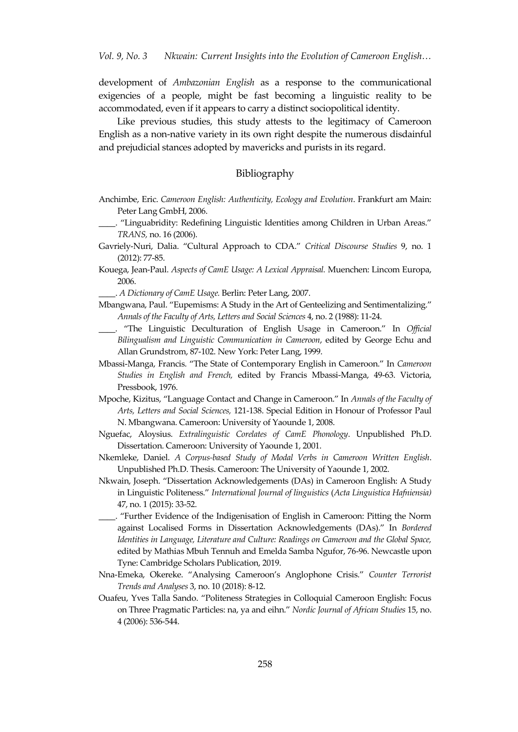development of *Ambazonian English* as a response to the communicational exigencies of a people, might be fast becoming a linguistic reality to be accommodated, even if it appears to carry a distinct sociopolitical identity.

Like previous studies, this study attests to the legitimacy of Cameroon English as a non-native variety in its own right despite the numerous disdainful and prejudicial stances adopted by mavericks and purists in its regard.

## Bibliography

Anchimbe, Eric. *Cameroon English: Authenticity, Ecology and Evolution*. Frankfurt am Main: Peter Lang GmbH, 2006.

\_\_\_\_. "Linguabridity: Redefining Linguistic Identities among Children in Urban Areas." *TRANS,* no. 16 (2006).

Gavriely-Nuri, Dalia. "Cultural Approach to CDA." *Critical Discourse Studies* 9, no. 1 (2012): 77-85.

Kouega, Jean-Paul. *Aspects of CamE Usage: A Lexical Appraisal.* Muenchen: Lincom Europa, 2006.

\_\_\_\_. *A Dictionary of CamE Usage.* Berlin: Peter Lang, 2007.

Mbangwana, Paul. "Eupemisms: A Study in the Art of Genteelizing and Sentimentalizing." *Annals of the Faculty of Arts, Letters and Social Sciences* 4, no. 2 (1988): 11-24.

\_\_\_\_. "The Linguistic Deculturation of English Usage in Cameroon." In *Official Bilingualism and Linguistic Communication in Cameroon*, edited by George Echu and Allan Grundstrom, 87-102. New York: Peter Lang, 1999.

Mbassi-Manga, Francis. "The State of Contemporary English in Cameroon." In *Cameroon Studies in English and French,* edited by Francis Mbassi-Manga, 49-63. Victoria, Pressbook, 1976.

Mpoche, Kizitus, "Language Contact and Change in Cameroon." In *Annals of the Faculty of Arts, Letters and Social Sciences,* 121-138. Special Edition in Honour of Professor Paul N. Mbangwana. Cameroon: University of Yaounde 1, 2008.

Nguefac, Aloysius. *Extralinguistic Corelates of CamE Phonology*. Unpublished Ph.D. Dissertation. Cameroon: University of Yaounde 1, 2001.

Nkemleke, Daniel. *A Corpus-based Study of Modal Verbs in Cameroon Written English*. Unpublished Ph.D. Thesis. Cameroon: The University of Yaounde 1, 2002.

Nkwain, Joseph. "Dissertation Acknowledgements (DAs) in Cameroon English: A Study in Linguistic Politeness." *International Journal of linguistics* (*Acta Linguistica Hafniensia)* 47, no. 1 (2015): 33-52.

\_\_\_\_. "Further Evidence of the Indigenisation of English in Cameroon: Pitting the Norm against Localised Forms in Dissertation Acknowledgements (DAs)." In *Bordered Identities in Language, Literature and Culture: Readings on Cameroon and the Global Space,* edited by Mathias Mbuh Tennuh and Emelda Samba Ngufor, 76-96. Newcastle upon Tyne: Cambridge Scholars Publication, 2019.

Nna-Emeka, Okereke. "Analysing Cameroon's Anglophone Crisis." *Counter Terrorist Trends and Analyses* 3, no. 10 (2018): 8-12.

Ouafeu, Yves Talla Sando. "Politeness Strategies in Colloquial Cameroon English: Focus on Three Pragmatic Particles: na, ya and eihn." *Nordic Journal of African Studies* 15, no. 4 (2006): 536-544.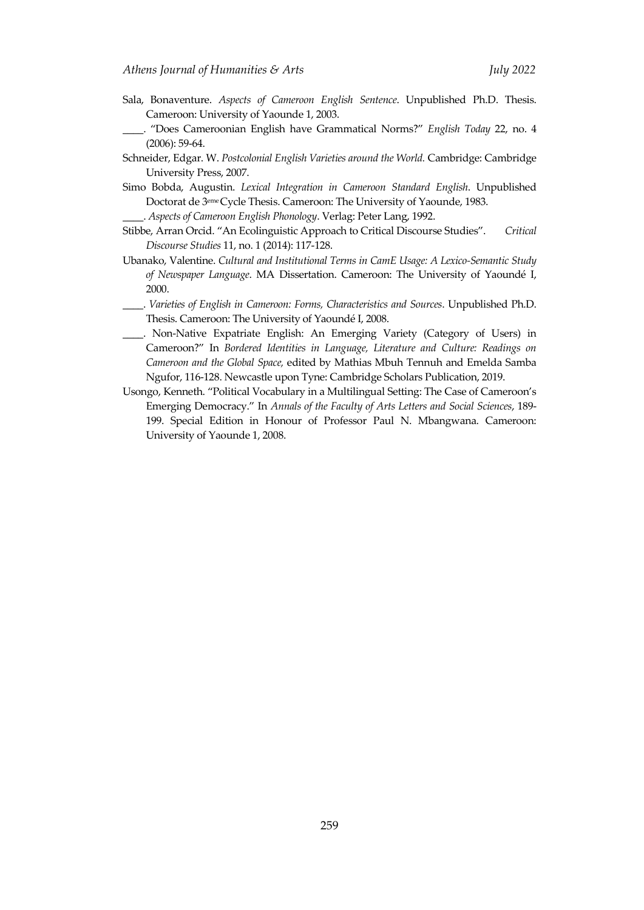Sala, Bonaventure. *Aspects of Cameroon English Sentence*. Unpublished Ph.D. Thesis. Cameroon: University of Yaounde 1, 2003.

____. "Does Cameroonian English have Grammatical Norms?" *English Today* 22, no. 4 (2006): 59-64.

Schneider, Edgar. W. *Postcolonial English Varieties around the World.* Cambridge: Cambridge University Press, 2007.

Simo Bobda, Augustin. *Lexical Integration in Cameroon Standard English*. Unpublished Doctorat de 3eme Cycle Thesis. Cameroon: The University of Yaounde, 1983.

____. *Aspects of Cameroon English Phonology*. Verlag: Peter Lang, 1992.

Stibbe, Arran Orcid. "An Ecolinguistic Approach to Critical Discourse Studies". *Critical Discourse Studies* 11, no. 1 (2014): 117-128.

Ubanako, Valentine. *Cultural and Institutional Terms in CamE Usage: A Lexico-Semantic Study of Newspaper Language*. MA Dissertation. Cameroon: The University of Yaoundé I, 2000.

____. *Varieties of English in Cameroon: Forms, Characteristics and Sources*. Unpublished Ph.D. Thesis. Cameroon: The University of Yaoundé I, 2008.

____. Non-Native Expatriate English: An Emerging Variety (Category of Users) in Cameroon?" In *Bordered Identities in Language, Literature and Culture: Readings on Cameroon and the Global Space,* edited by Mathias Mbuh Tennuh and Emelda Samba Ngufor, 116-128. Newcastle upon Tyne: Cambridge Scholars Publication, 2019.

Usongo, Kenneth. "Political Vocabulary in a Multilingual Setting: The Case of Cameroon's Emerging Democracy." In *Annals of the Faculty of Arts Letters and Social Sciences*, 189-199. Special Edition in Honour of Professor Paul N. Mbangwana. Cameroon: University of Yaounde 1, 2008.